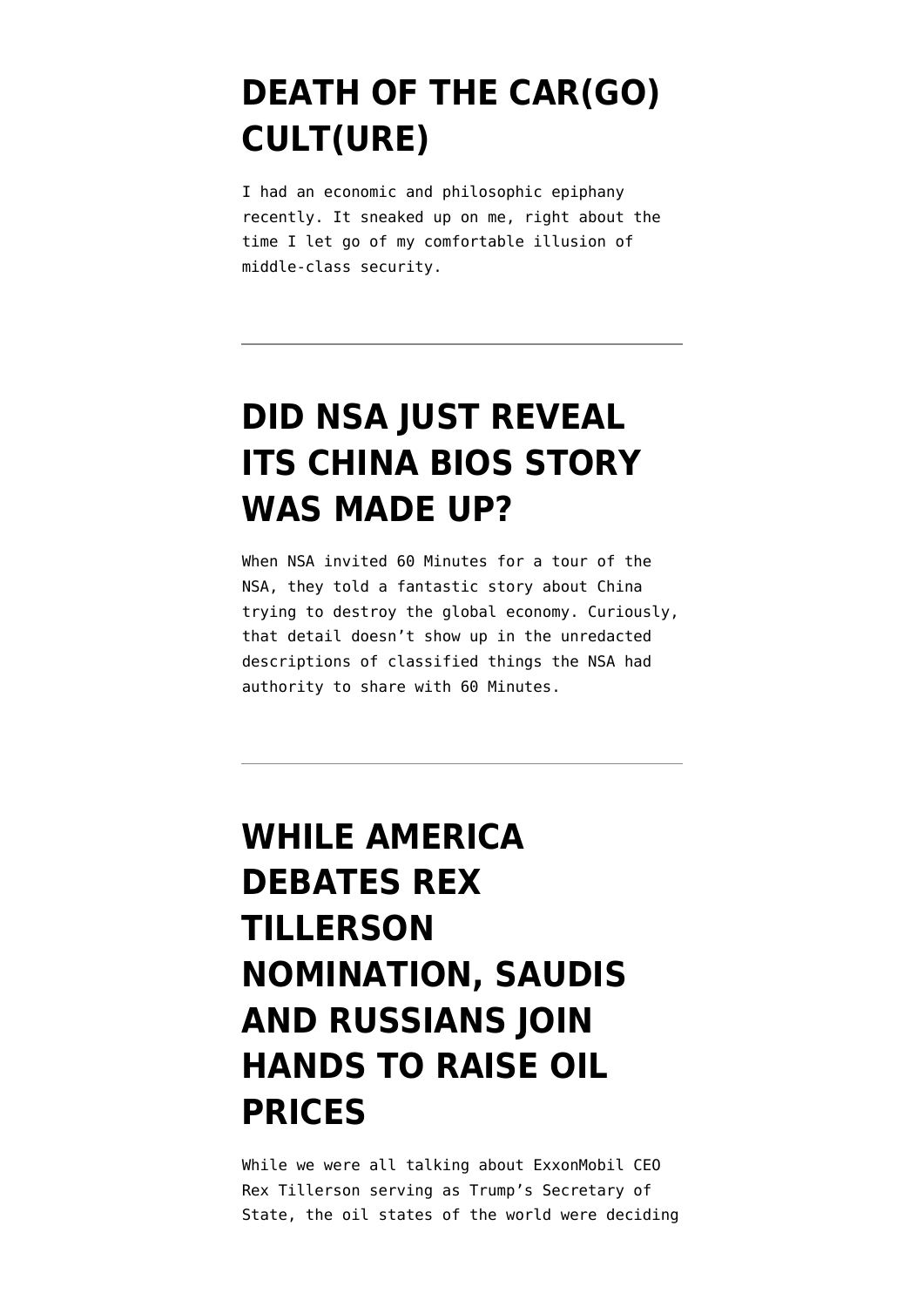# DEATH OF THE CAR(GO) CULT(URE)

I had an economic and philosophic epiphany recently. It sneaked up on me, right about the time I let go of my comfortable illusion of middle-class security.

---

# DID NSA JUST REVEAL ITS CHINA BIOS STORY WAS MADE UP?

When NSA invited 60 Minutes for a tour of the NSA, they told a fantastic story about China trying to destroy the global economy. Curiously, that detail doesn't show up in the unredacted descriptions of classified things the NSA had authority to share with 60 Minutes.

---

# WHILE AMERICA DEBATES REX TILLERSON NOMINATION, SAUDIS AND RUSSIANS JOIN HANDS TO RAISE OIL PRICES

While we were all talking about ExxonMobil CEO Rex Tillerson serving as Trump's Secretary of State, the oil states of the world were deciding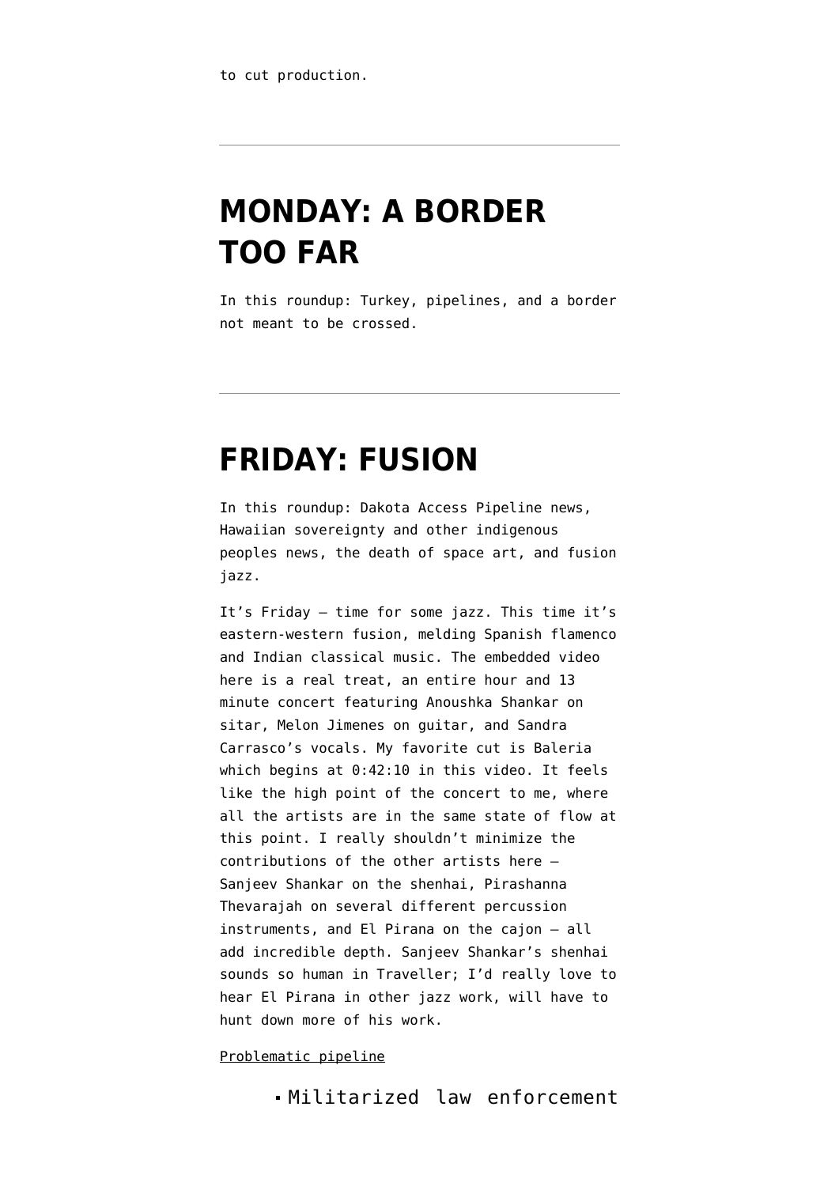to cut production.

---

# MONDAY: A BORDER TOO FAR

In this roundup: Turkey, pipelines, and a border not meant to be crossed.

---

# FRIDAY: FUSION

In this roundup: Dakota Access Pipeline news, Hawaiian sovereignty and other indigenous peoples news, the death of space art, and fusion jazz.

It's Friday — time for some jazz. This time it's eastern-western fusion, melding Spanish flamenco and Indian classical music. The embedded video here is a real treat, an entire hour and 13 minute concert featuring Anoushka Shankar on sitar, Melon Jimenes on guitar, and Sandra Carrasco's vocals. My favorite cut is Baleria which begins at 0:42:10 in this video. It feels like the high point of the concert to me, where all the artists are in the same state of flow at this point. I really shouldn't minimize the contributions of the other artists here — Sanjeev Shankar on the shenhai, Pirashanna Thevarajah on several different percussion instruments, and El Pirana on the cajon — all add incredible depth. Sanjeev Shankar's shenhai sounds so human in Traveller; I'd really love to hear El Pirana in other jazz work, will have to hunt down more of his work.

Problematic pipeline

- Militarized law enforcement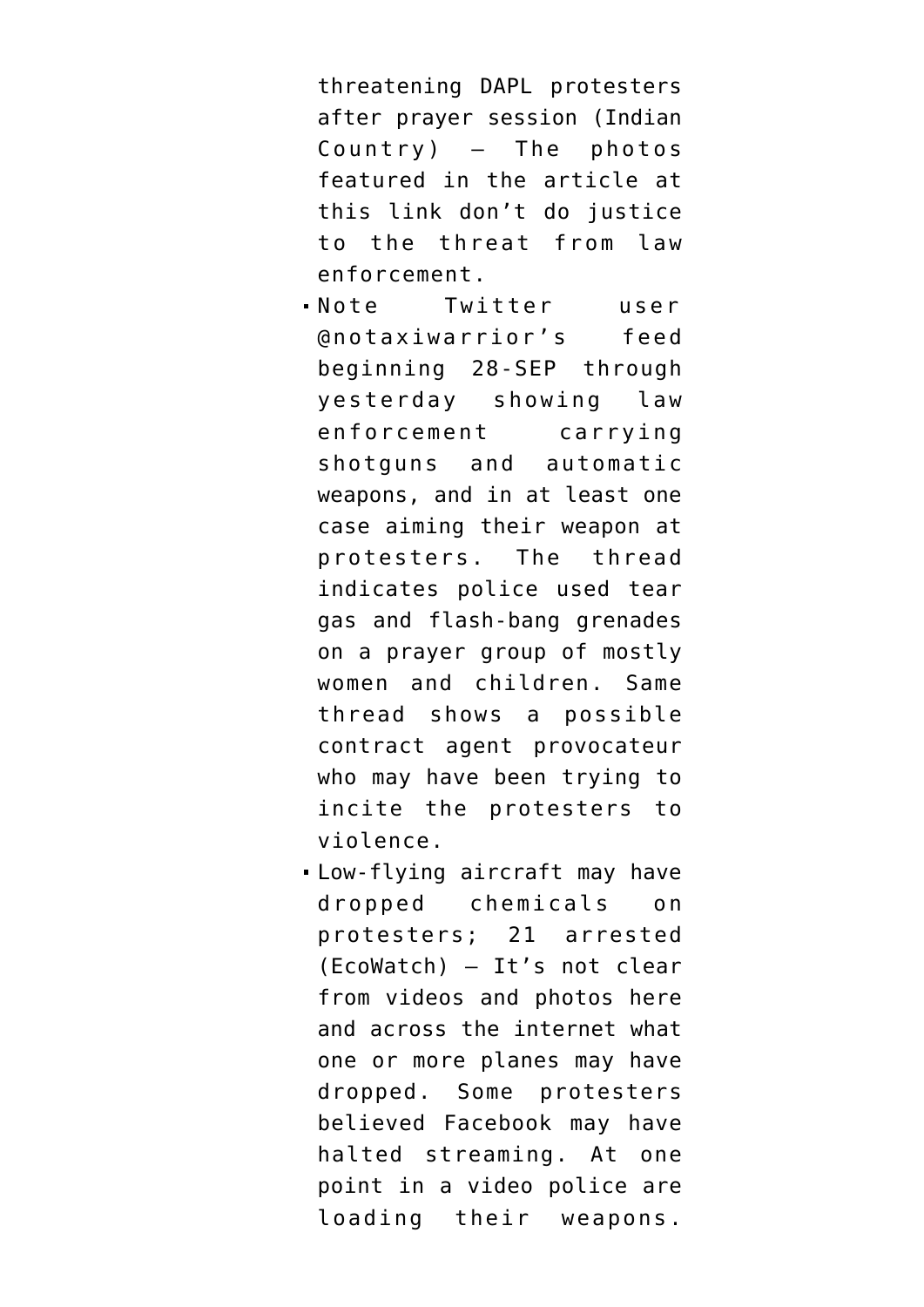threatening DAPL protesters after prayer session (Indian Country) — The photos featured in the article at this link don't do justice to the threat from law enforcement.

- Note Twitter user @notaxiwarrior's feed beginning 28-SEP through yesterday showing law enforcement carrying shotguns and automatic weapons, and in at least one case aiming their weapon at protesters. The thread indicates police used tear gas and flash-bang grenades on a prayer group of mostly women and children. Same thread shows a possible contract agent provocateur who may have been trying to incite the protesters to violence.
- Low-flying aircraft may have dropped chemicals on protesters; 21 arrested (EcoWatch) — It's not clear from videos and photos here and across the internet what one or more planes may have dropped. Some protesters believed Facebook may have halted streaming. At one point in a video police are loading their weapons.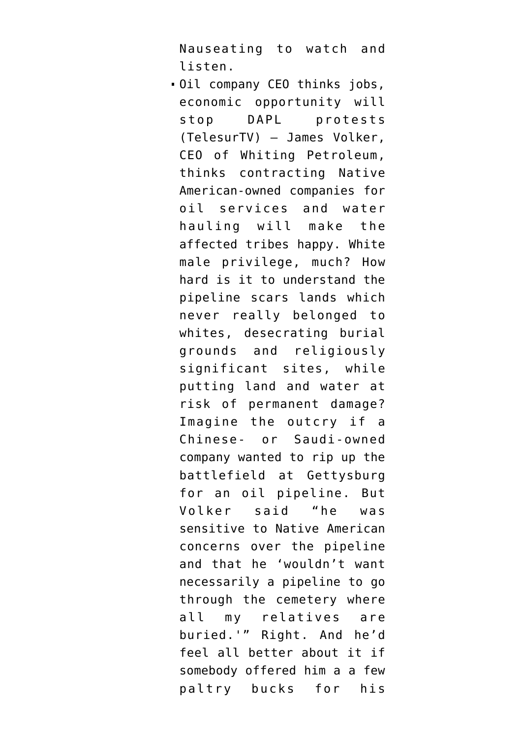Nauseating to watch and listen.

- Oil company CEO thinks jobs, economic opportunity will stop DAPL protests (TelesurTV) — James Volker, CEO of Whiting Petroleum, thinks contracting Native American-owned companies for oil services and water hauling will make the affected tribes happy. White male privilege, much? How hard is it to understand the pipeline scars lands which never really belonged to whites, desecrating burial grounds and religiously significant sites, while putting land and water at risk of permanent damage? Imagine the outcry if a Chinese- or Saudi-owned company wanted to rip up the battlefield at Gettysburg for an oil pipeline. But Volker said "he was sensitive to Native American concerns over the pipeline and that he 'wouldn't want necessarily a pipeline to go through the cemetery where all my relatives are buried.'" Right. And he'd feel all better about it if somebody offered him a a few paltry bucks for his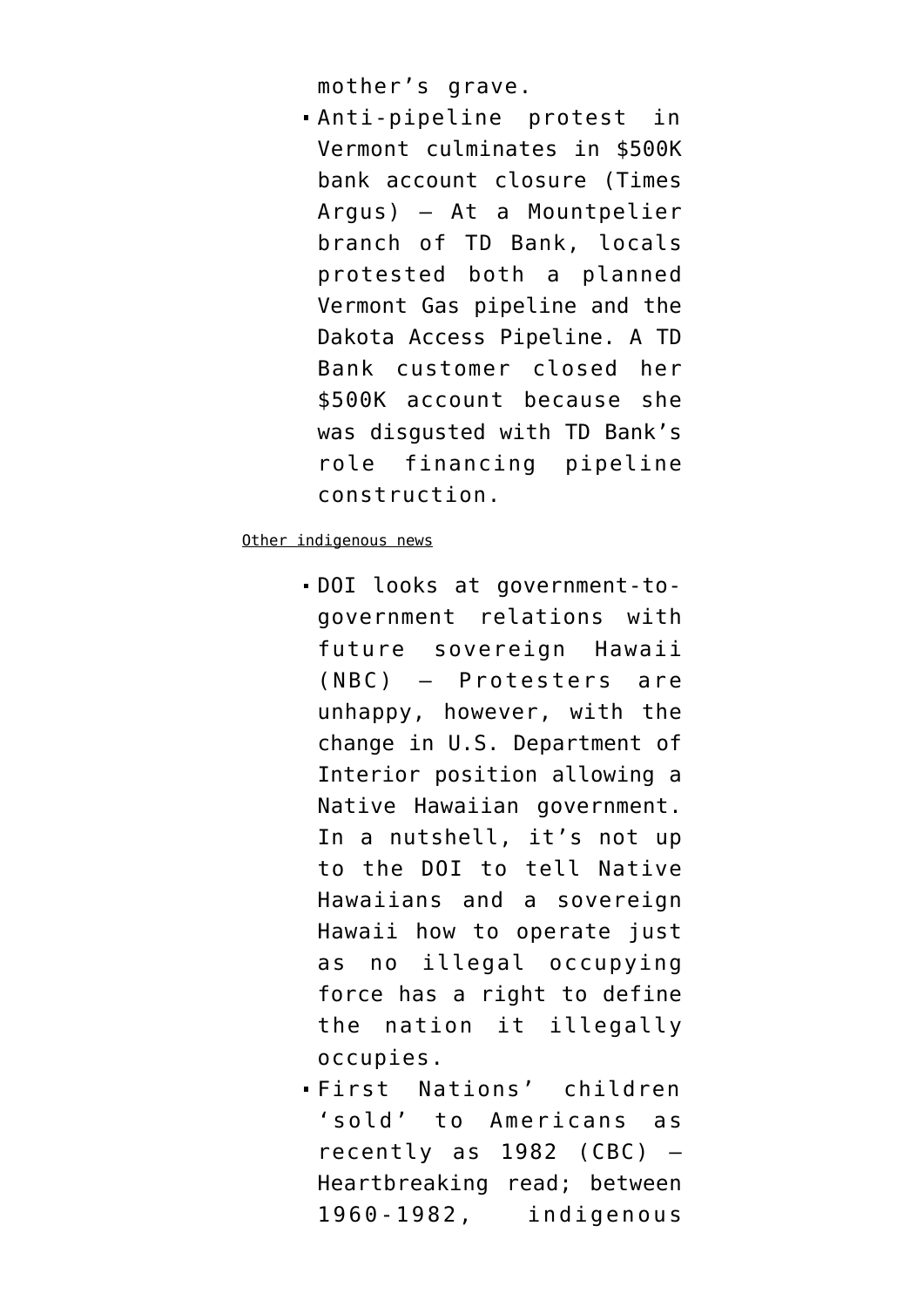mother's grave.

- Anti-pipeline protest in Vermont culminates in $500K bank account closure (Times Argus) — At a Mountpelier branch of TD Bank, locals protested both a planned Vermont Gas pipeline and the Dakota Access Pipeline. A TD Bank customer closed her $500K account because she was disgusted with TD Bank's role financing pipeline construction.

Other indigenous news

- DOI looks at government-to-government relations with future sovereign Hawaii (NBC) — Protesters are unhappy, however, with the change in U.S. Department of Interior position allowing a Native Hawaiian government. In a nutshell, it's not up to the DOI to tell Native Hawaiians and a sovereign Hawaii how to operate just as no illegal occupying force has a right to define the nation it illegally occupies.
- First Nations' children 'sold' to Americans as recently as 1982 (CBC) — Heartbreaking read; between 1960-1982, indigenous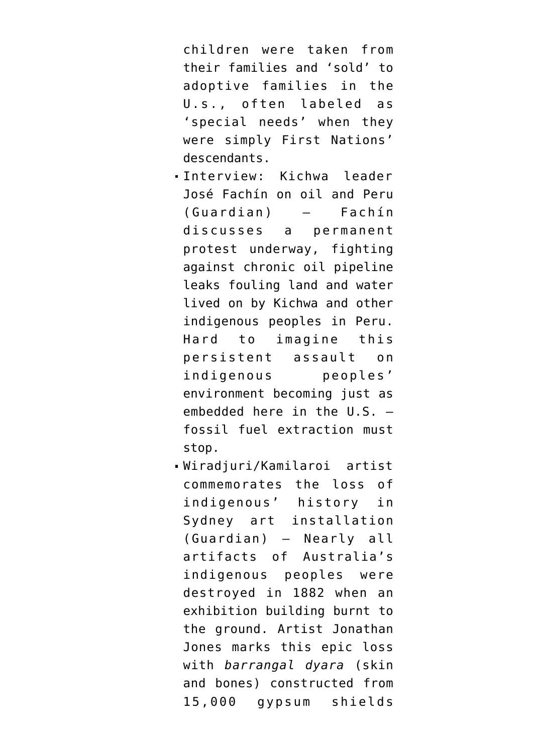children were taken from their families and 'sold' to adoptive families in the U.s., often labeled as 'special needs' when they were simply First Nations' descendants.

- Interview: Kichwa leader José Fachín on oil and Peru (Guardian) — Fachín discusses a permanent protest underway, fighting against chronic oil pipeline leaks fouling land and water lived on by Kichwa and other indigenous peoples in Peru. Hard to imagine this persistent assault on indigenous peoples' environment becoming just as embedded here in the U.S. — fossil fuel extraction must stop.
- Wiradjuri/Kamilaroi artist commemorates the loss of indigenous' history in Sydney art installation (Guardian) — Nearly all artifacts of Australia's indigenous peoples were destroyed in 1882 when an exhibition building burnt to the ground. Artist Jonathan Jones marks this epic loss with *barrangal dyara* (skin and bones) constructed from 15,000 gypsum shields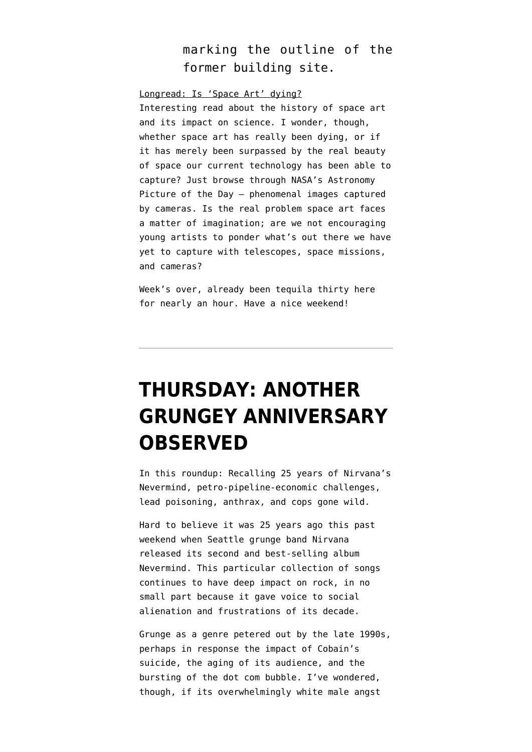marking the outline of the former building site.

Longread: Is ‘Space Art’ dying?
Interesting read about the history of space art and its impact on science. I wonder, though, whether space art has really been dying, or if it has merely been surpassed by the real beauty of space our current technology has been able to capture? Just browse through NASA’s Astronomy Picture of the Day — phenomenal images captured by cameras. Is the real problem space art faces a matter of imagination; are we not encouraging young artists to ponder what’s out there we have yet to capture with telescopes, space missions, and cameras?

Week’s over, already been tequila thirty here for nearly an hour. Have a nice weekend!

---

# THURSDAY: ANOTHER GRUNGEY ANNIVERSARY OBSERVED

In this roundup: Recalling 25 years of Nirvana’s Nevermind, petro-pipeline-economic challenges, lead poisoning, anthrax, and cops gone wild.

Hard to believe it was 25 years ago this past weekend when Seattle grunge band Nirvana released its second and best-selling album Nevermind. This particular collection of songs continues to have deep impact on rock, in no small part because it gave voice to social alienation and frustrations of its decade.

Grunge as a genre petered out by the late 1990s, perhaps in response the impact of Cobain’s suicide, the aging of its audience, and the bursting of the dot com bubble. I’ve wondered, though, if its overwhelmingly white male angst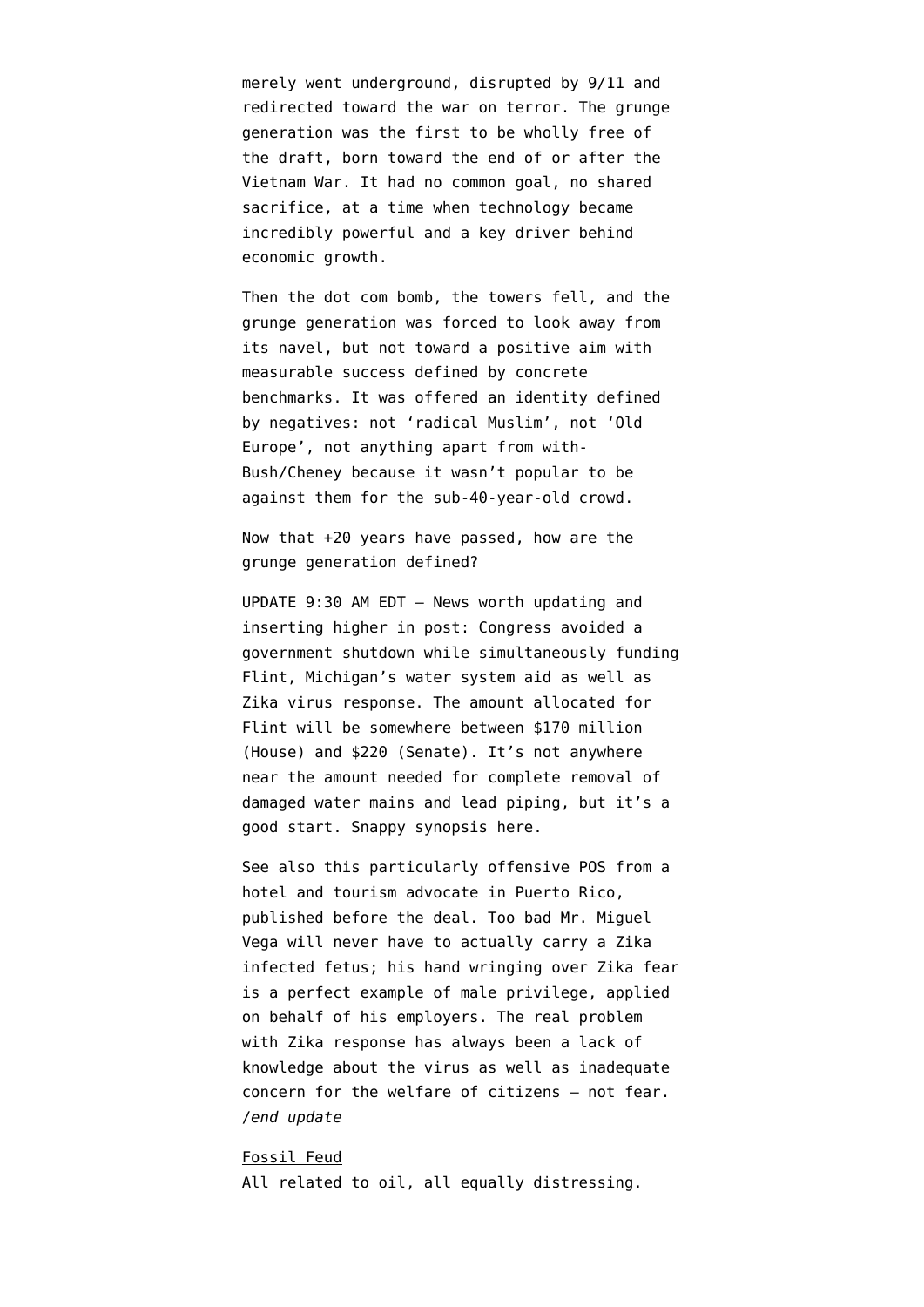merely went underground, disrupted by 9/11 and redirected toward the war on terror. The grunge generation was the first to be wholly free of the draft, born toward the end of or after the Vietnam War. It had no common goal, no shared sacrifice, at a time when technology became incredibly powerful and a key driver behind economic growth.

Then the dot com bomb, the towers fell, and the grunge generation was forced to look away from its navel, but not toward a positive aim with measurable success defined by concrete benchmarks. It was offered an identity defined by negatives: not 'radical Muslim', not 'Old Europe', not anything apart from with-Bush/Cheney because it wasn't popular to be against them for the sub-40-year-old crowd.

Now that +20 years have passed, how are the grunge generation defined?

UPDATE 9:30 AM EDT — News worth updating and inserting higher in post: Congress avoided a government shutdown while simultaneously funding Flint, Michigan's water system aid as well as Zika virus response. The amount allocated for Flint will be somewhere between $170 million (House) and $220 (Senate). It's not anywhere near the amount needed for complete removal of damaged water mains and lead piping, but it's a good start. Snappy synopsis here.

See also this particularly offensive POS from a hotel and tourism advocate in Puerto Rico, published before the deal. Too bad Mr. Miguel Vega will never have to actually carry a Zika infected fetus; his hand wringing over Zika fear is a perfect example of male privilege, applied on behalf of his employers. The real problem with Zika response has always been a lack of knowledge about the virus as well as inadequate concern for the welfare of citizens — not fear. */end update*

Fossil Feud

All related to oil, all equally distressing.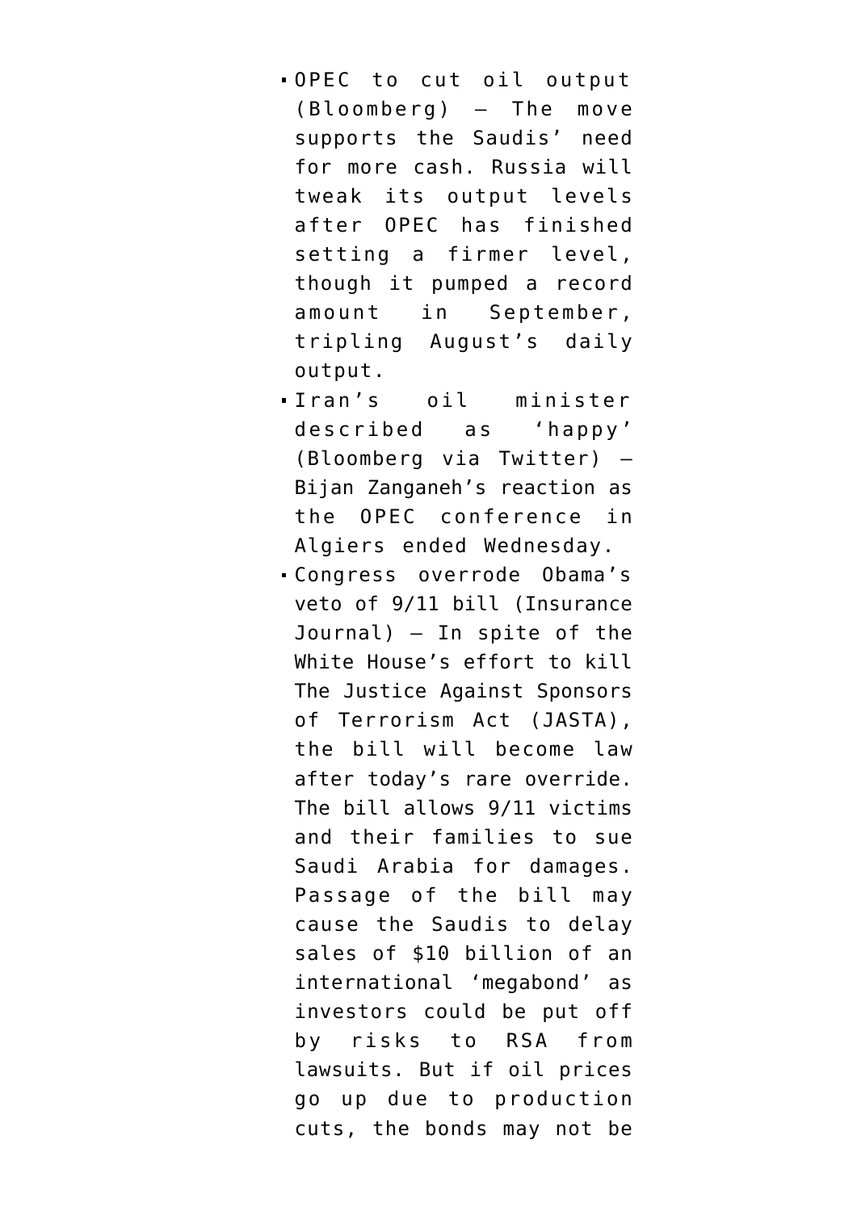- OPEC to cut oil output (Bloomberg) — The move supports the Saudis' need for more cash. Russia will tweak its output levels after OPEC has finished setting a firmer level, though it pumped a record amount in September, tripling August's daily output.
- Iran's oil minister described as 'happy' (Bloomberg via Twitter) — Bijan Zanganeh's reaction as the OPEC conference in Algiers ended Wednesday.
- Congress overrode Obama's veto of 9/11 bill (Insurance Journal) — In spite of the White House's effort to kill The Justice Against Sponsors of Terrorism Act (JASTA), the bill will become law after today's rare override. The bill allows 9/11 victims and their families to sue Saudi Arabia for damages. Passage of the bill may cause the Saudis to delay sales of $10 billion of an international 'megabond' as investors could be put off by risks to RSA from lawsuits. But if oil prices go up due to production cuts, the bonds may not be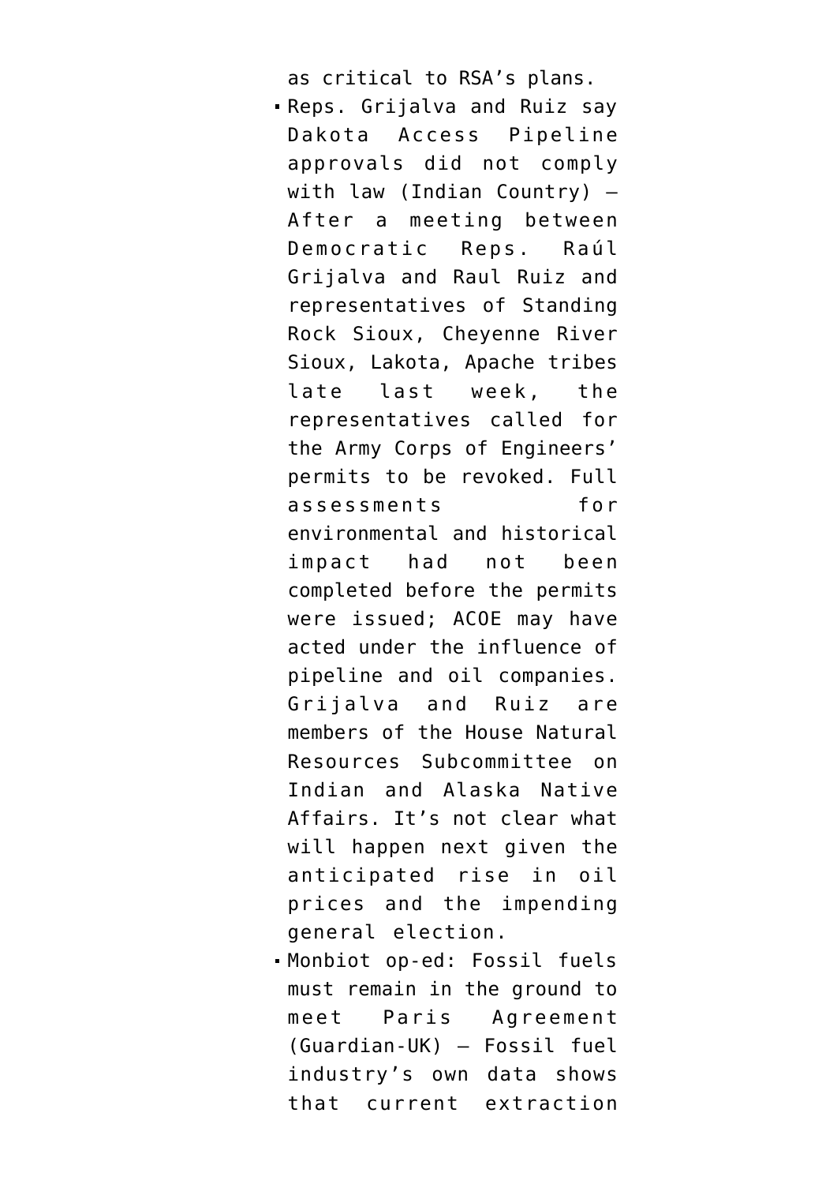as critical to RSA's plans.

- Reps. Grijalva and Ruiz say Dakota Access Pipeline approvals did not comply with law (Indian Country) — After a meeting between Democratic Reps. Raúl Grijalva and Raul Ruiz and representatives of Standing Rock Sioux, Cheyenne River Sioux, Lakota, Apache tribes late last week, the representatives called for the Army Corps of Engineers' permits to be revoked. Full assessments for environmental and historical impact had not been completed before the permits were issued; ACOE may have acted under the influence of pipeline and oil companies. Grijalva and Ruiz are members of the House Natural Resources Subcommittee on Indian and Alaska Native Affairs. It's not clear what will happen next given the anticipated rise in oil prices and the impending general election.
- Monbiot op-ed: Fossil fuels must remain in the ground to meet Paris Agreement (Guardian-UK) — Fossil fuel industry's own data shows that current extraction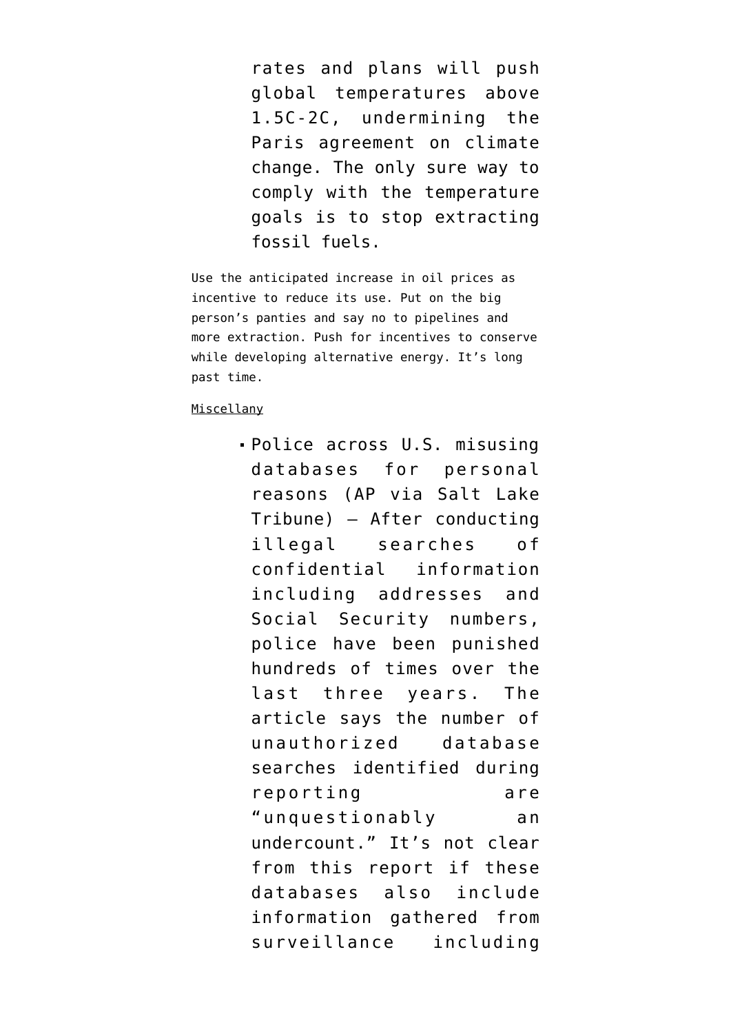rates and plans will push global temperatures above 1.5C-2C, undermining the Paris agreement on climate change. The only sure way to comply with the temperature goals is to stop extracting fossil fuels.

Use the anticipated increase in oil prices as incentive to reduce its use. Put on the big person's panties and say no to pipelines and more extraction. Push for incentives to conserve while developing alternative energy. It's long past time.

Miscellany

- Police across U.S. misusing databases for personal reasons (AP via Salt Lake Tribune) — After conducting illegal searches of confidential information including addresses and Social Security numbers, police have been punished hundreds of times over the last three years. The article says the number of unauthorized database searches identified during reporting are "unquestionably an undercount." It's not clear from this report if these databases also include information gathered from surveillance including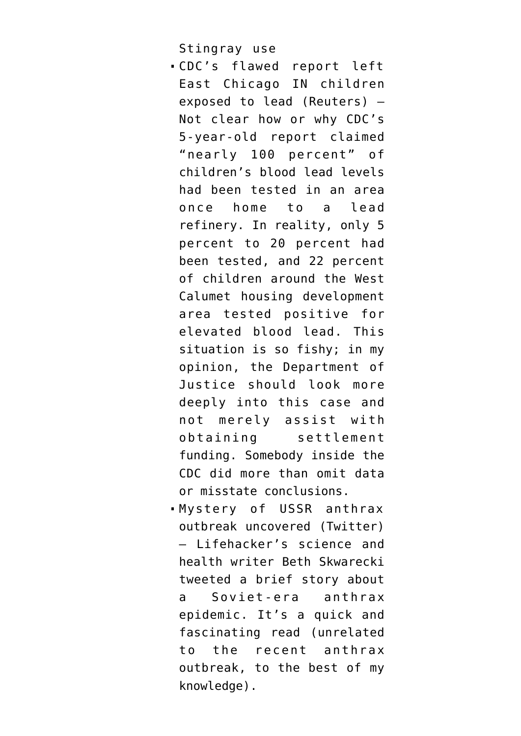Stingray use

- CDC's flawed report left East Chicago IN children exposed to lead (Reuters) — Not clear how or why CDC's 5-year-old report claimed "nearly 100 percent" of children's blood lead levels had been tested in an area once home to a lead refinery. In reality, only 5 percent to 20 percent had been tested, and 22 percent of children around the West Calumet housing development area tested positive for elevated blood lead. This situation is so fishy; in my opinion, the Department of Justice should look more deeply into this case and not merely assist with obtaining settlement funding. Somebody inside the CDC did more than omit data or misstate conclusions.
- Mystery of USSR anthrax outbreak uncovered (Twitter) — Lifehacker's science and health writer Beth Skwarecki tweeted a brief story about a Soviet-era anthrax epidemic. It's a quick and fascinating read (unrelated to the recent anthrax outbreak, to the best of my knowledge).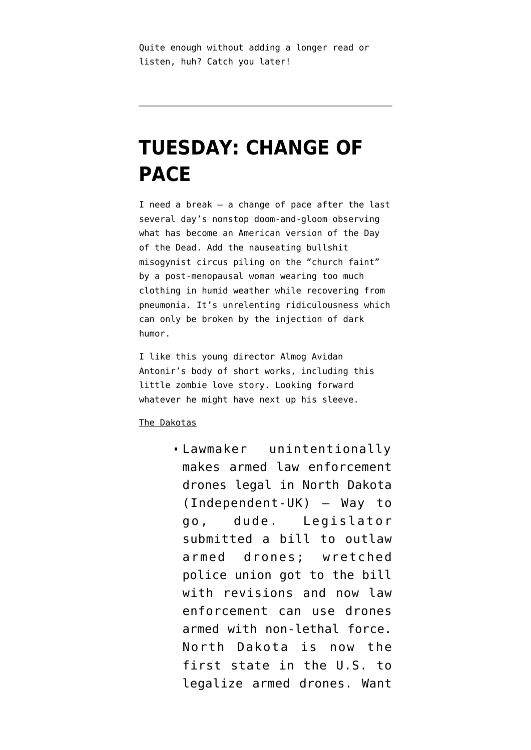Quite enough without adding a longer read or listen, huh? Catch you later!

---

# TUESDAY: CHANGE OF PACE

I need a break — a change of pace after the last several day's nonstop doom-and-gloom observing what has become an American version of the Day of the Dead. Add the nauseating bullshit misogynist circus piling on the "church faint" by a post-menopausal woman wearing too much clothing in humid weather while recovering from pneumonia. It's unrelenting ridiculousness which can only be broken by the injection of dark humor.

I like this young director Almog Avidan Antonir's body of short works, including this little zombie love story. Looking forward whatever he might have next up his sleeve.

The Dakotas

- Lawmaker unintentionally makes armed law enforcement drones legal in North Dakota (Independent-UK) — Way to go, dude. Legislator submitted a bill to outlaw armed drones; wretched police union got to the bill with revisions and now law enforcement can use drones armed with non-lethal force. North Dakota is now the first state in the U.S. to legalize armed drones. Want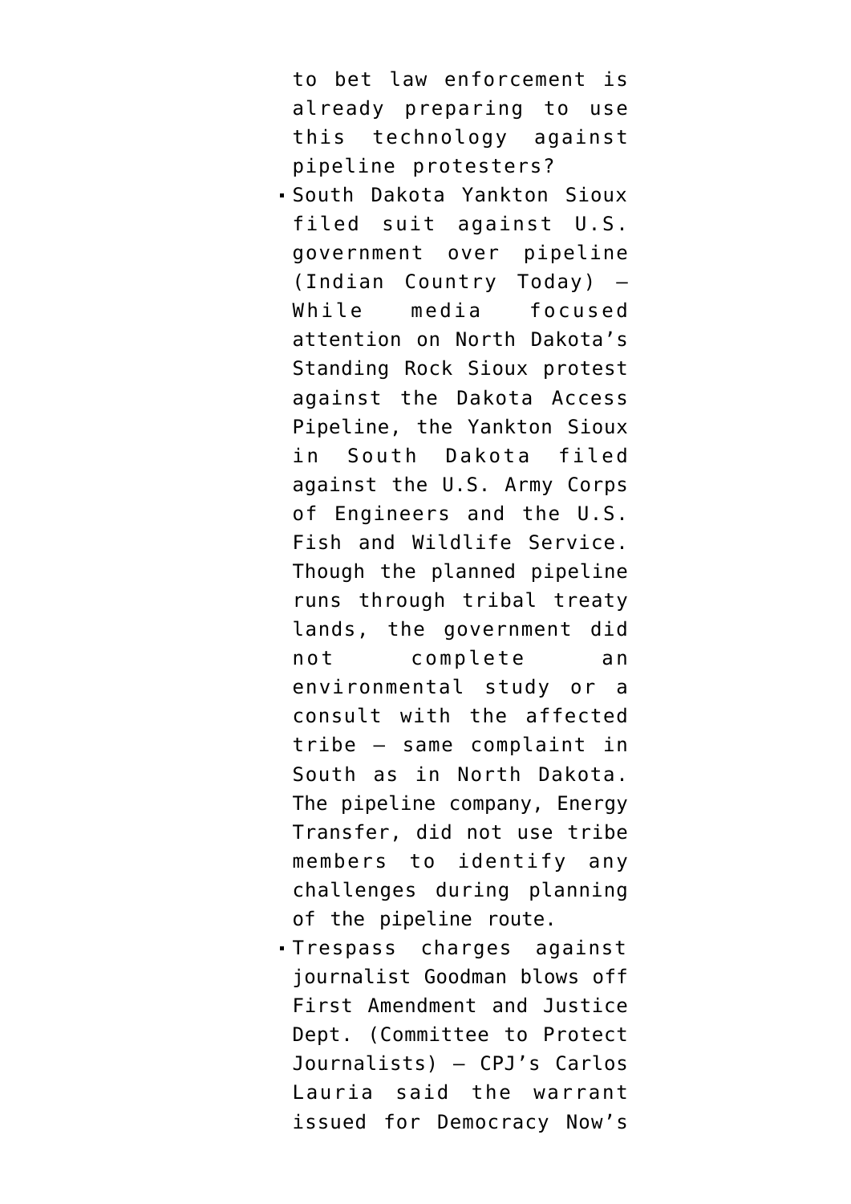to bet law enforcement is already preparing to use this technology against pipeline protesters?

- South Dakota Yankton Sioux filed suit against U.S. government over pipeline (Indian Country Today) — While media focused attention on North Dakota's Standing Rock Sioux protest against the Dakota Access Pipeline, the Yankton Sioux in South Dakota filed against the U.S. Army Corps of Engineers and the U.S. Fish and Wildlife Service. Though the planned pipeline runs through tribal treaty lands, the government did not complete an environmental study or a consult with the affected tribe — same complaint in South as in North Dakota. The pipeline company, Energy Transfer, did not use tribe members to identify any challenges during planning of the pipeline route.
- Trespass charges against journalist Goodman blows off First Amendment and Justice Dept. (Committee to Protect Journalists) — CPJ's Carlos Lauria said the warrant issued for Democracy Now's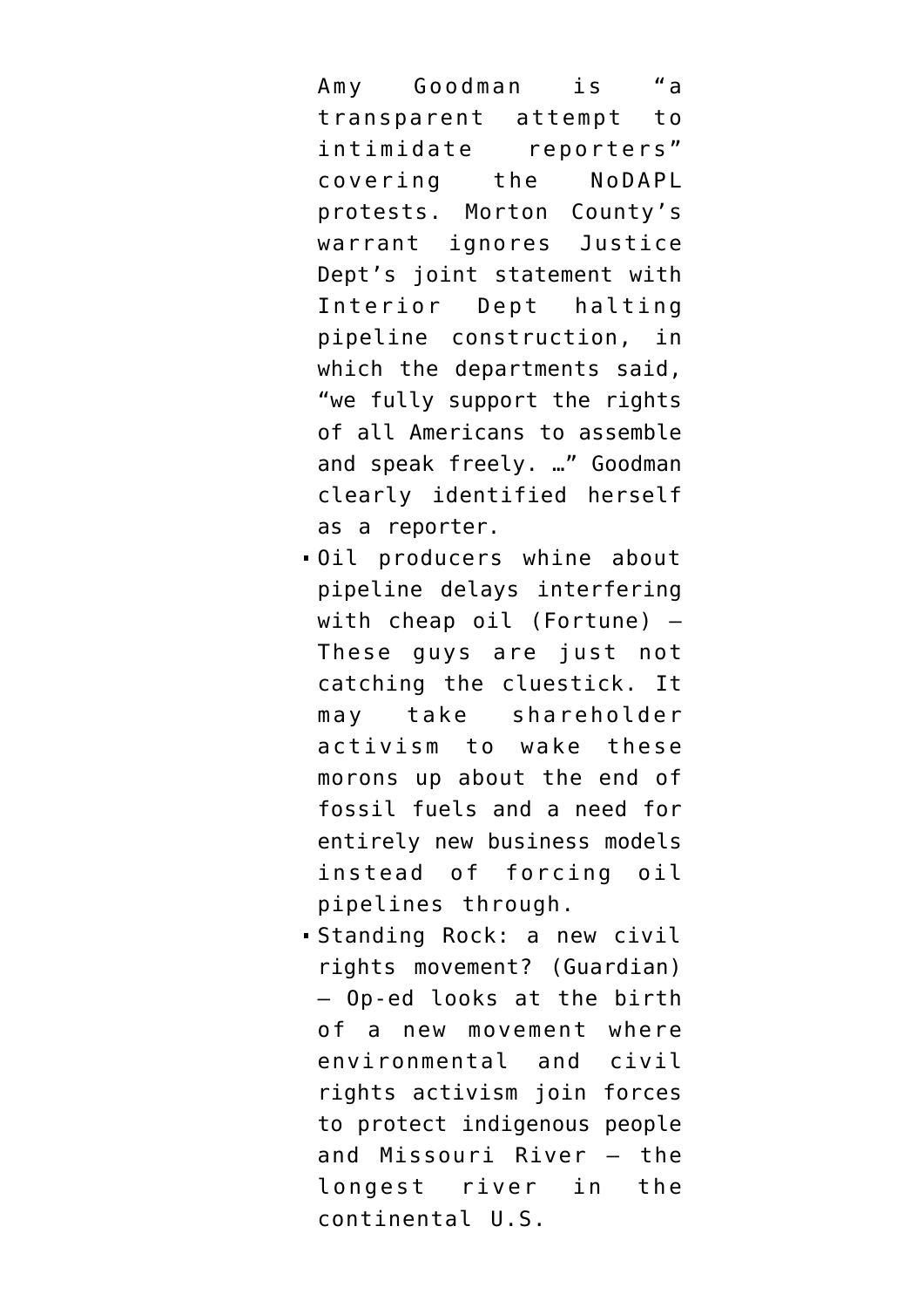Amy Goodman is "a transparent attempt to intimidate reporters" covering the NoDAPL protests. Morton County's warrant ignores Justice Dept's joint statement with Interior Dept halting pipeline construction, in which the departments said, "we fully support the rights of all Americans to assemble and speak freely. …" Goodman clearly identified herself as a reporter.

- Oil producers whine about pipeline delays interfering with cheap oil (Fortune) — These guys are just not catching the cluestick. It may take shareholder activism to wake these morons up about the end of fossil fuels and a need for entirely new business models instead of forcing oil pipelines through.
- Standing Rock: a new civil rights movement? (Guardian) — Op-ed looks at the birth of a new movement where environmental and civil rights activism join forces to protect indigenous people and Missouri River — the longest river in the continental U.S.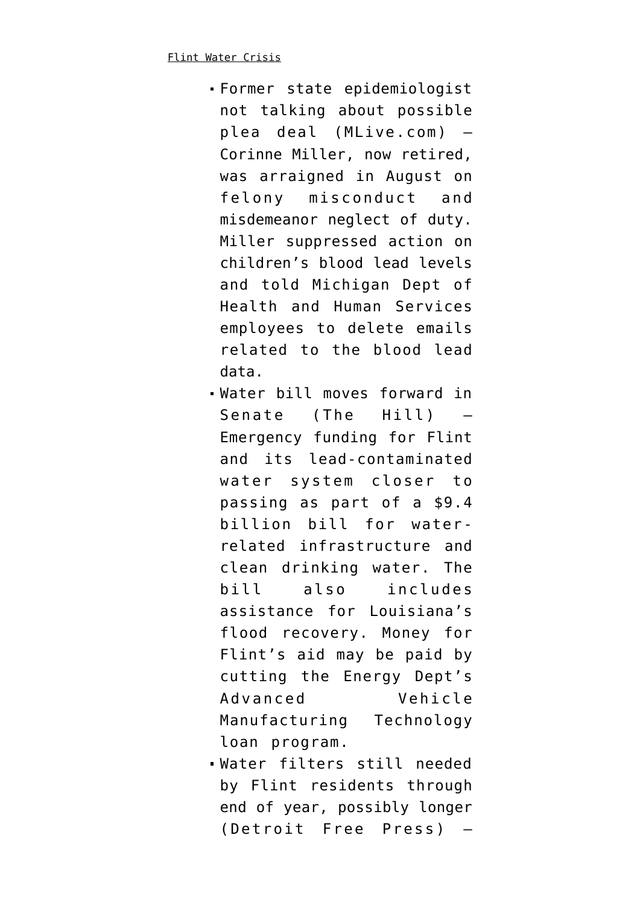Flint Water Crisis

- Former state epidemiologist not talking about possible plea deal (MLive.com) — Corinne Miller, now retired, was arraigned in August on felony misconduct and misdemeanor neglect of duty. Miller suppressed action on children's blood lead levels and told Michigan Dept of Health and Human Services employees to delete emails related to the blood lead data.
- Water bill moves forward in Senate (The Hill) — Emergency funding for Flint and its lead-contaminated water system closer to passing as part of a $9.4 billion bill for water-related infrastructure and clean drinking water. The bill also includes assistance for Louisiana's flood recovery. Money for Flint's aid may be paid by cutting the Energy Dept's Advanced Vehicle Manufacturing Technology loan program.
- Water filters still needed by Flint residents through end of year, possibly longer (Detroit Free Press) —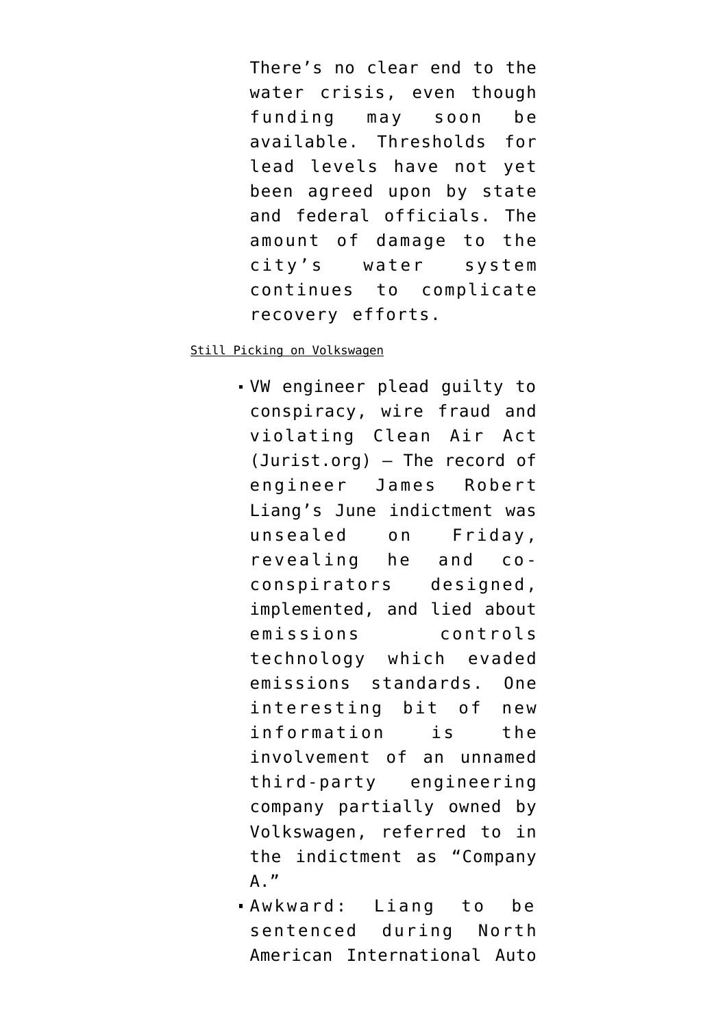There's no clear end to the water crisis, even though funding may soon be available. Thresholds for lead levels have not yet been agreed upon by state and federal officials. The amount of damage to the city's water system continues to complicate recovery efforts.

Still Picking on Volkswagen

- VW engineer plead guilty to conspiracy, wire fraud and violating Clean Air Act (Jurist.org) — The record of engineer James Robert Liang's June indictment was unsealed on Friday, revealing he and co-conspirators designed, implemented, and lied about emissions controls technology which evaded emissions standards. One interesting bit of new information is the involvement of an unnamed third-party engineering company partially owned by Volkswagen, referred to in the indictment as "Company A."
- Awkward: Liang to be sentenced during North American International Auto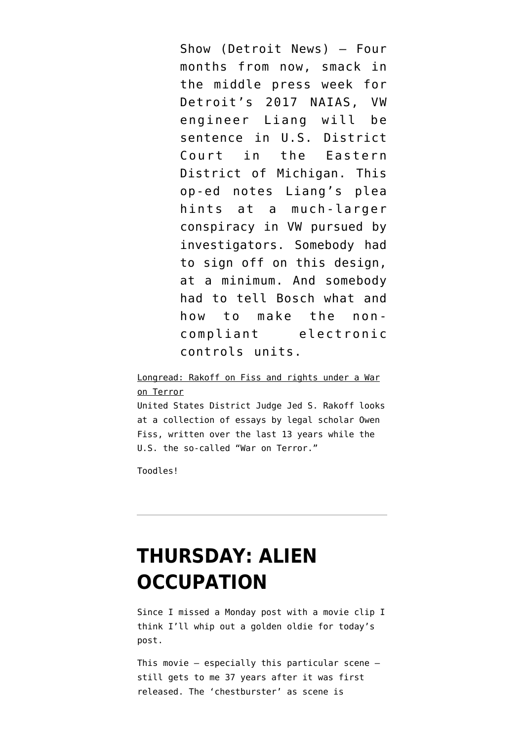Show (Detroit News) — Four months from now, smack in the middle press week for Detroit's 2017 NAIAS, VW engineer Liang will be sentence in U.S. District Court in the Eastern District of Michigan. This op-ed notes Liang's plea hints at a much-larger conspiracy in VW pursued by investigators. Somebody had to sign off on this design, at a minimum. And somebody had to tell Bosch what and how to make the non-compliant electronic controls units.

Longread: Rakoff on Fiss and rights under a War on Terror
United States District Judge Jed S. Rakoff looks at a collection of essays by legal scholar Owen Fiss, written over the last 13 years while the U.S. the so-called "War on Terror."

Toodles!

---

# THURSDAY: ALIEN OCCUPATION

Since I missed a Monday post with a movie clip I think I'll whip out a golden oldie for today's post.

This movie — especially this particular scene — still gets to me 37 years after it was first released. The 'chestburster' as scene is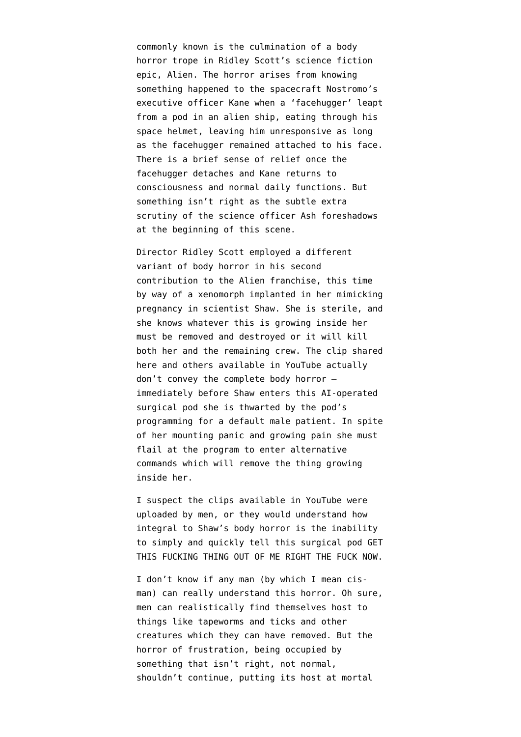commonly known is the culmination of a body horror trope in Ridley Scott's science fiction epic, Alien. The horror arises from knowing something happened to the spacecraft Nostromo's executive officer Kane when a 'facehugger' leapt from a pod in an alien ship, eating through his space helmet, leaving him unresponsive as long as the facehugger remained attached to his face. There is a brief sense of relief once the facehugger detaches and Kane returns to consciousness and normal daily functions. But something isn't right as the subtle extra scrutiny of the science officer Ash foreshadows at the beginning of this scene.

Director Ridley Scott employed a different variant of body horror in his second contribution to the Alien franchise, this time by way of a xenomorph implanted in her mimicking pregnancy in scientist Shaw. She is sterile, and she knows whatever this is growing inside her must be removed and destroyed or it will kill both her and the remaining crew. The clip shared here and others available in YouTube actually don't convey the complete body horror – immediately before Shaw enters this AI-operated surgical pod she is thwarted by the pod's programming for a default male patient. In spite of her mounting panic and growing pain she must flail at the program to enter alternative commands which will remove the thing growing inside her.

I suspect the clips available in YouTube were uploaded by men, or they would understand how integral to Shaw's body horror is the inability to simply and quickly tell this surgical pod GET THIS FUCKING THING OUT OF ME RIGHT THE FUCK NOW.

I don't know if any man (by which I mean cis-man) can really understand this horror. Oh sure, men can realistically find themselves host to things like tapeworms and ticks and other creatures which they can have removed. But the horror of frustration, being occupied by something that isn't right, not normal, shouldn't continue, putting its host at mortal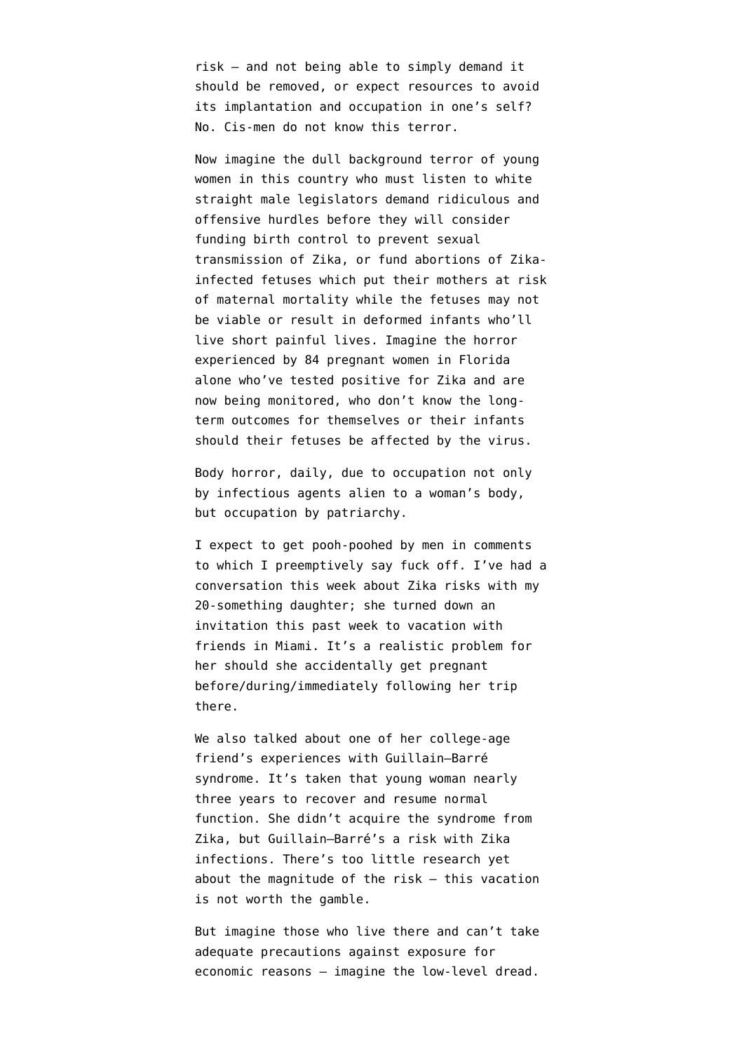risk — and not being able to simply demand it should be removed, or expect resources to avoid its implantation and occupation in one's self? No. Cis-men do not know this terror.

Now imagine the dull background terror of young women in this country who must listen to white straight male legislators demand ridiculous and offensive hurdles before they will consider funding birth control to prevent sexual transmission of Zika, or fund abortions of Zika-infected fetuses which put their mothers at risk of maternal mortality while the fetuses may not be viable or result in deformed infants who'll live short painful lives. Imagine the horror experienced by 84 pregnant women in Florida alone who've tested positive for Zika and are now being monitored, who don't know the long-term outcomes for themselves or their infants should their fetuses be affected by the virus.

Body horror, daily, due to occupation not only by infectious agents alien to a woman's body, but occupation by patriarchy.

I expect to get pooh-poohed by men in comments to which I preemptively say fuck off. I've had a conversation this week about Zika risks with my 20-something daughter; she turned down an invitation this past week to vacation with friends in Miami. It's a realistic problem for her should she accidentally get pregnant before/during/immediately following her trip there.

We also talked about one of her college-age friend's experiences with Guillain–Barré syndrome. It's taken that young woman nearly three years to recover and resume normal function. She didn't acquire the syndrome from Zika, but Guillain–Barré's a risk with Zika infections. There's too little research yet about the magnitude of the risk — this vacation is not worth the gamble.

But imagine those who live there and can't take adequate precautions against exposure for economic reasons — imagine the low-level dread.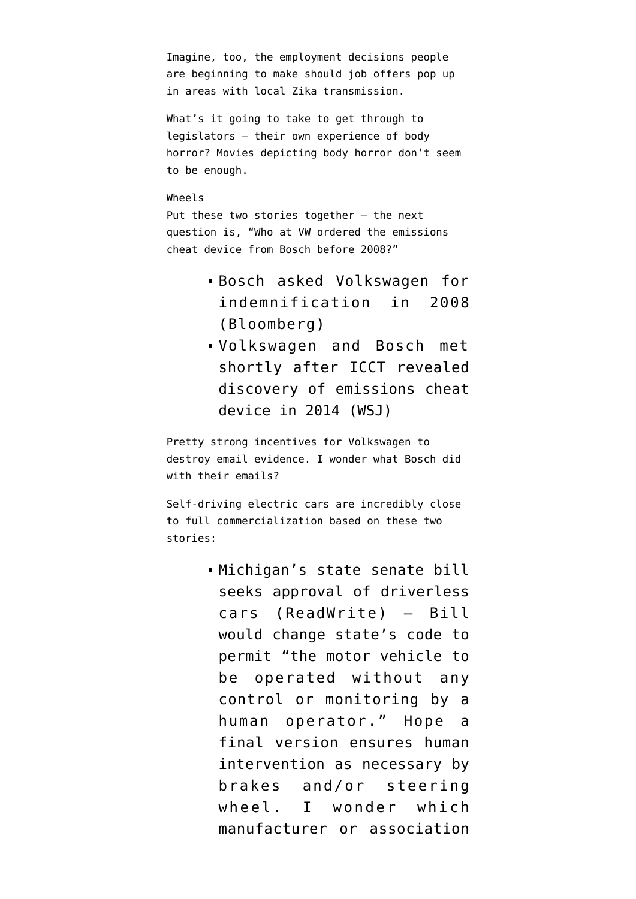Imagine, too, the employment decisions people are beginning to make should job offers pop up in areas with local Zika transmission.

What's it going to take to get through to legislators — their own experience of body horror? Movies depicting body horror don't seem to be enough.

Wheels

Put these two stories together — the next question is, "Who at VW ordered the emissions cheat device from Bosch before 2008?"

- Bosch asked Volkswagen for indemnification in 2008 (Bloomberg)
- Volkswagen and Bosch met shortly after ICCT revealed discovery of emissions cheat device in 2014 (WSJ)

Pretty strong incentives for Volkswagen to destroy email evidence. I wonder what Bosch did with their emails?

Self-driving electric cars are incredibly close to full commercialization based on these two stories:

- Michigan's state senate bill seeks approval of driverless cars (ReadWrite) — Bill would change state's code to permit "the motor vehicle to be operated without any control or monitoring by a human operator." Hope a final version ensures human intervention as necessary by brakes and/or steering wheel. I wonder which manufacturer or association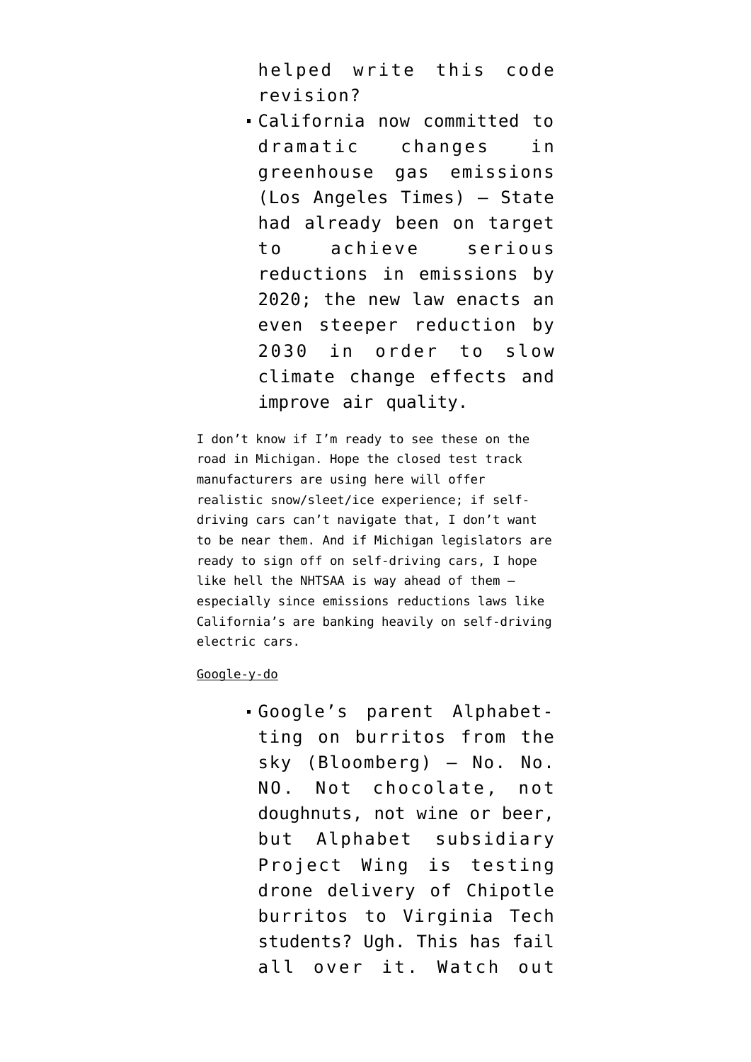helped write this code revision?

- California now committed to dramatic changes in greenhouse gas emissions (Los Angeles Times) — State had already been on target to achieve serious reductions in emissions by 2020; the new law enacts an even steeper reduction by 2030 in order to slow climate change effects and improve air quality.

I don't know if I'm ready to see these on the road in Michigan. Hope the closed test track manufacturers are using here will offer realistic snow/sleet/ice experience; if self-driving cars can't navigate that, I don't want to be near them. And if Michigan legislators are ready to sign off on self-driving cars, I hope like hell the NHTSAA is way ahead of them — especially since emissions reductions laws like California's are banking heavily on self-driving electric cars.

Google-y-do

- Google's parent Alphabet-ting on burritos from the sky (Bloomberg) — No. No. NO. Not chocolate, not doughnuts, not wine or beer, but Alphabet subsidiary Project Wing is testing drone delivery of Chipotle burritos to Virginia Tech students? Ugh. This has fail all over it. Watch out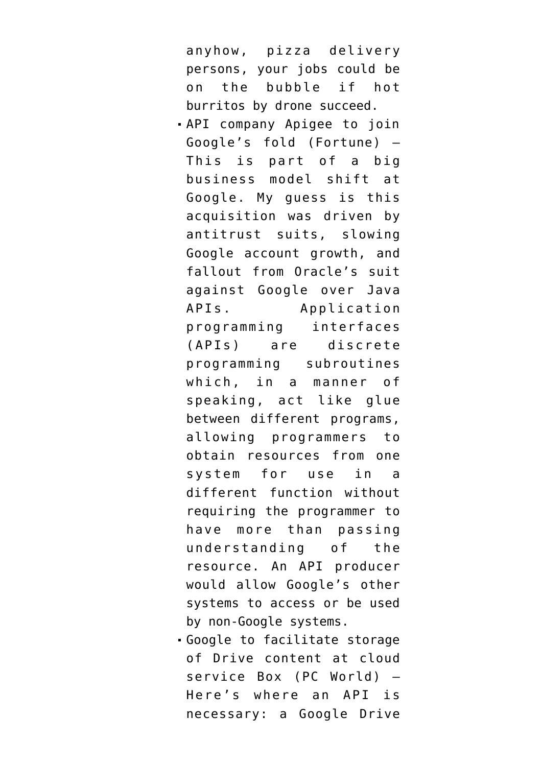anyhow, pizza delivery persons, your jobs could be on the bubble if hot burritos by drone succeed.

- API company Apigee to join Google's fold (Fortune) – This is part of a big business model shift at Google. My guess is this acquisition was driven by antitrust suits, slowing Google account growth, and fallout from Oracle's suit against Google over Java APIs. Application programming interfaces (APIs) are discrete programming subroutines which, in a manner of speaking, act like glue between different programs, allowing programmers to obtain resources from one system for use in a different function without requiring the programmer to have more than passing understanding of the resource. An API producer would allow Google's other systems to access or be used by non-Google systems.
- Google to facilitate storage of Drive content at cloud service Box (PC World) – Here's where an API is necessary: a Google Drive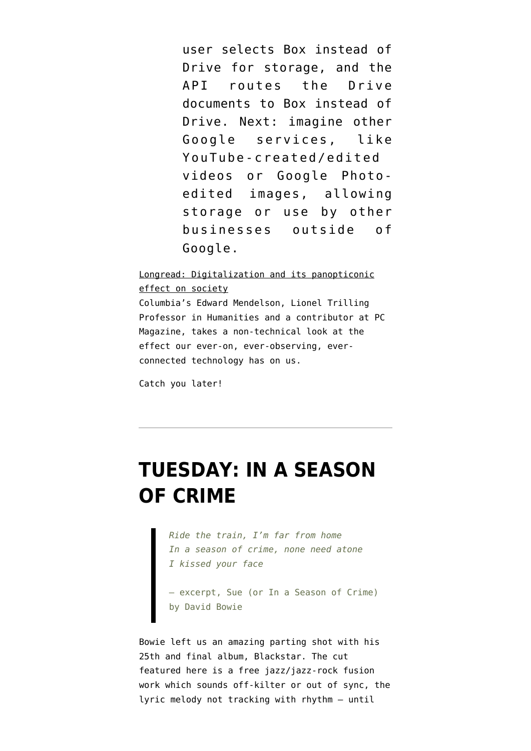> user selects Box instead of Drive for storage, and the API routes the Drive documents to Box instead of Drive. Next: imagine other Google services, like YouTube-created/edited videos or Google Photo-edited images, allowing storage or use by other businesses outside of Google.

Longread: Digitalization and its panopticonic effect on society
Columbia's Edward Mendelson, Lionel Trilling Professor in Humanities and a contributor at PC Magazine, takes a non-technical look at the effect our ever-on, ever-observing, ever-connected technology has on us.

Catch you later!

---

# TUESDAY: IN A SEASON OF CRIME

> *Ride the train, I'm far from home*
> *In a season of crime, none need atone*
> *I kissed your face*
>
> — excerpt, Sue (or In a Season of Crime) by David Bowie

Bowie left us an amazing parting shot with his 25th and final album, Blackstar. The cut featured here is a free jazz/jazz-rock fusion work which sounds off-kilter or out of sync, the lyric melody not tracking with rhythm — until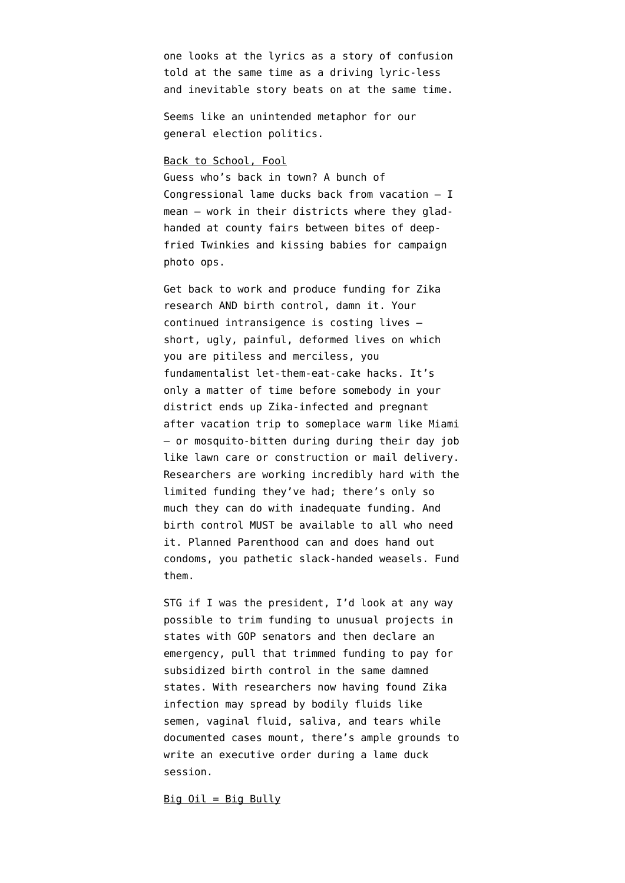one looks at the lyrics as a story of confusion told at the same time as a driving lyric-less and inevitable story beats on at the same time.

Seems like an unintended metaphor for our general election politics.

<u>Back to School, Fool</u>

Guess who's back in town? A bunch of Congressional lame ducks back from vacation — I mean — work in their districts where they glad-handed at county fairs between bites of deep-fried Twinkies and kissing babies for campaign photo ops.

Get back to work and produce funding for Zika research AND birth control, damn it. Your continued intransigence is costing lives — short, ugly, painful, deformed lives on which you are pitiless and merciless, you fundamentalist let-them-eat-cake hacks. It's only a matter of time before somebody in your district ends up Zika-infected and pregnant after vacation trip to someplace warm like Miami — or mosquito-bitten during during their day job like lawn care or construction or mail delivery. Researchers are working incredibly hard with the limited funding they've had; there's only so much they can do with inadequate funding. And birth control MUST be available to all who need it. Planned Parenthood can and does hand out condoms, you pathetic slack-handed weasels. Fund them.

STG if I was the president, I'd look at any way possible to trim funding to unusual projects in states with GOP senators and then declare an emergency, pull that trimmed funding to pay for subsidized birth control in the same damned states. With researchers now having found Zika infection may spread by bodily fluids like semen, vaginal fluid, saliva, and tears while documented cases mount, there's ample grounds to write an executive order during a lame duck session.

<u>Big Oil = Big Bully</u>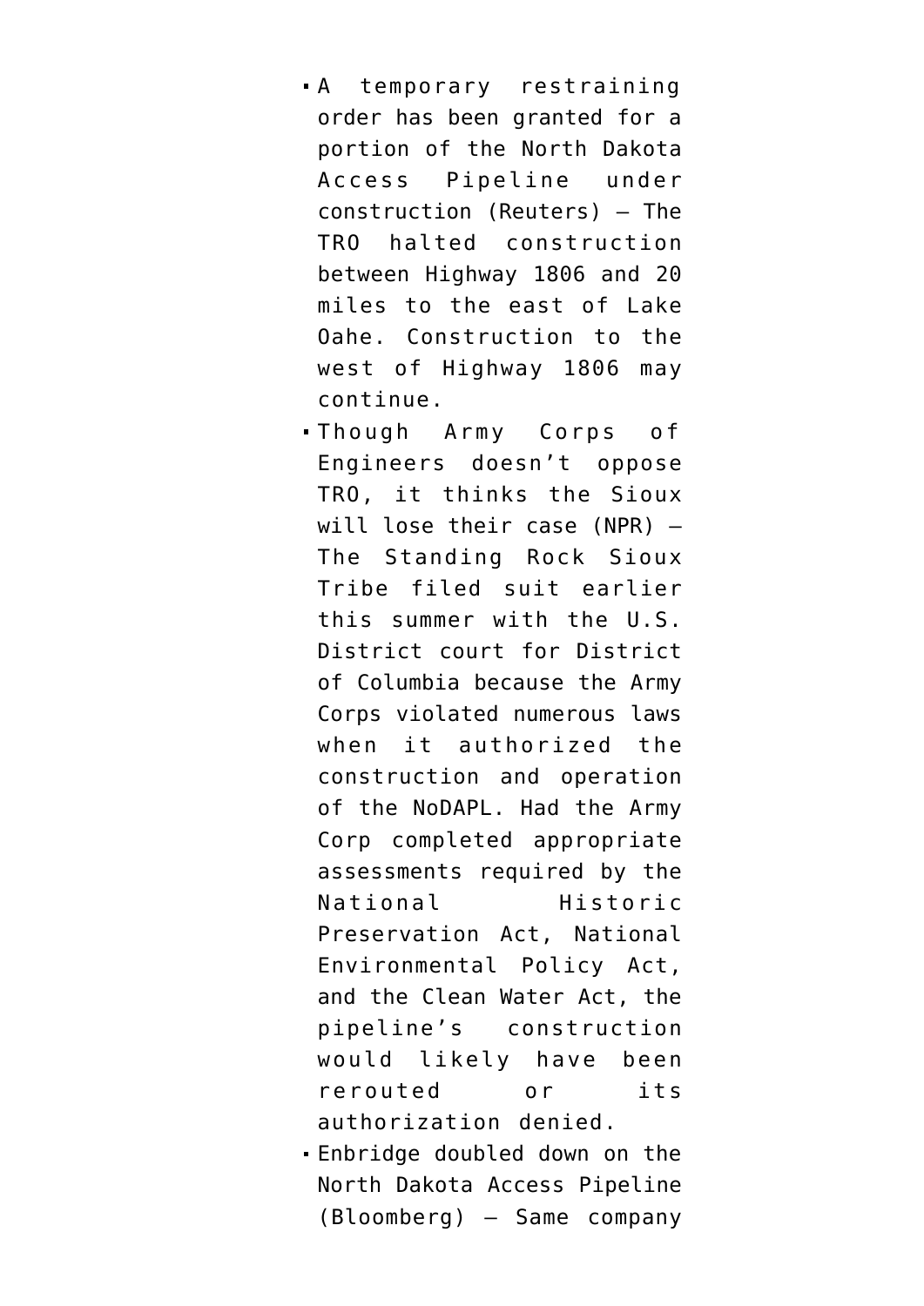- A temporary restraining order has been granted for a portion of the North Dakota Access Pipeline under construction (Reuters) — The TRO halted construction between Highway 1806 and 20 miles to the east of Lake Oahe. Construction to the west of Highway 1806 may continue.
- Though Army Corps of Engineers doesn't oppose TRO, it thinks the Sioux will lose their case (NPR) — The Standing Rock Sioux Tribe filed suit earlier this summer with the U.S. District court for District of Columbia because the Army Corps violated numerous laws when it authorized the construction and operation of the NoDAPL. Had the Army Corp completed appropriate assessments required by the National Historic Preservation Act, National Environmental Policy Act, and the Clean Water Act, the pipeline's construction would likely have been rerouted or its authorization denied.
- Enbridge doubled down on the North Dakota Access Pipeline (Bloomberg) — Same company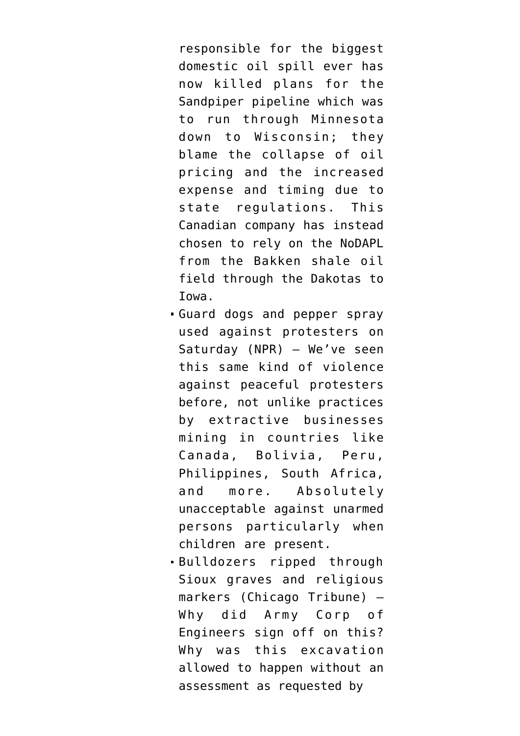responsible for the biggest domestic oil spill ever has now killed plans for the Sandpiper pipeline which was to run through Minnesota down to Wisconsin; they blame the collapse of oil pricing and the increased expense and timing due to state regulations. This Canadian company has instead chosen to rely on the NoDAPL from the Bakken shale oil field through the Dakotas to Iowa.

- Guard dogs and pepper spray used against protesters on Saturday (NPR) — We've seen this same kind of violence against peaceful protesters before, not unlike practices by extractive businesses mining in countries like Canada, Bolivia, Peru, Philippines, South Africa, and more. Absolutely unacceptable against unarmed persons particularly when children are present.
- Bulldozers ripped through Sioux graves and religious markers (Chicago Tribune) — Why did Army Corp of Engineers sign off on this? Why was this excavation allowed to happen without an assessment as requested by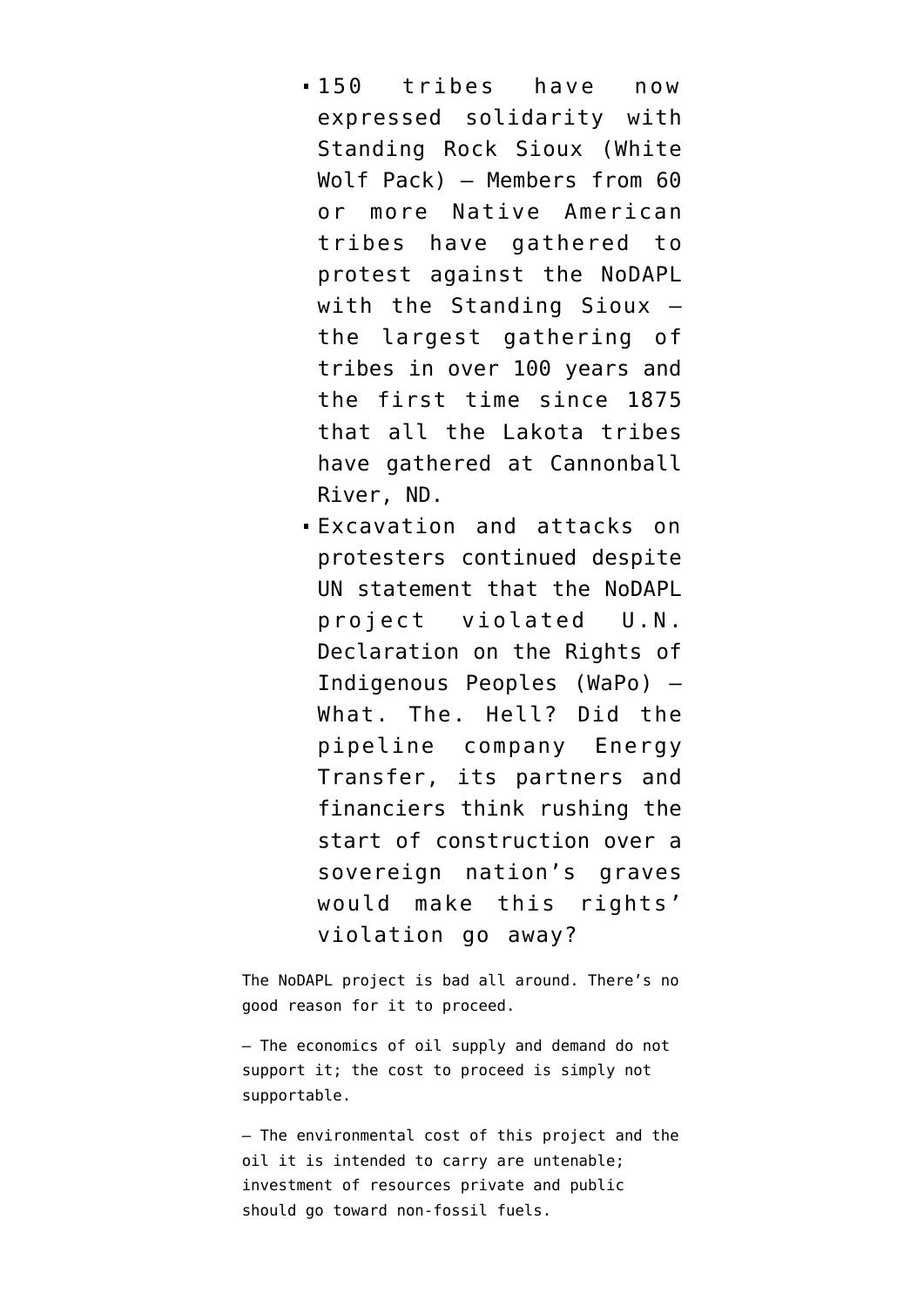- 150 tribes have now expressed solidarity with Standing Rock Sioux (White Wolf Pack) — Members from 60 or more Native American tribes have gathered to protest against the NoDAPL with the Standing Sioux — the largest gathering of tribes in over 100 years and the first time since 1875 that all the Lakota tribes have gathered at Cannonball River, ND.
- Excavation and attacks on protesters continued despite UN statement that the NoDAPL project violated U.N. Declaration on the Rights of Indigenous Peoples (WaPo) — What. The. Hell? Did the pipeline company Energy Transfer, its partners and financiers think rushing the start of construction over a sovereign nation's graves would make this rights' violation go away?

The NoDAPL project is bad all around. There's no good reason for it to proceed.

— The economics of oil supply and demand do not support it; the cost to proceed is simply not supportable.

— The environmental cost of this project and the oil it is intended to carry are untenable; investment of resources private and public should go toward non-fossil fuels.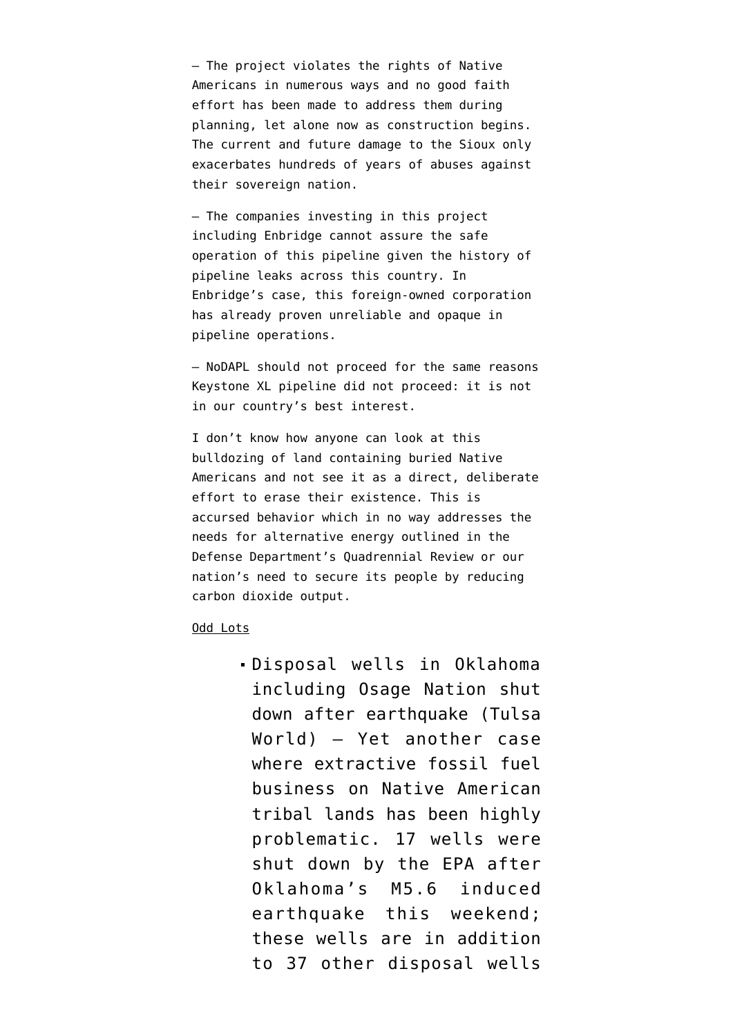– The project violates the rights of Native Americans in numerous ways and no good faith effort has been made to address them during planning, let alone now as construction begins. The current and future damage to the Sioux only exacerbates hundreds of years of abuses against their sovereign nation.

– The companies investing in this project including Enbridge cannot assure the safe operation of this pipeline given the history of pipeline leaks across this country. In Enbridge's case, this foreign-owned corporation has already proven unreliable and opaque in pipeline operations.

– NoDAPL should not proceed for the same reasons Keystone XL pipeline did not proceed: it is not in our country's best interest.

I don't know how anyone can look at this bulldozing of land containing buried Native Americans and not see it as a direct, deliberate effort to erase their existence. This is accursed behavior which in no way addresses the needs for alternative energy outlined in the Defense Department's Quadrennial Review or our nation's need to secure its people by reducing carbon dioxide output.

Odd Lots

- Disposal wells in Oklahoma including Osage Nation shut down after earthquake (Tulsa World) – Yet another case where extractive fossil fuel business on Native American tribal lands has been highly problematic. 17 wells were shut down by the EPA after Oklahoma's M5.6 induced earthquake this weekend; these wells are in addition to 37 other disposal wells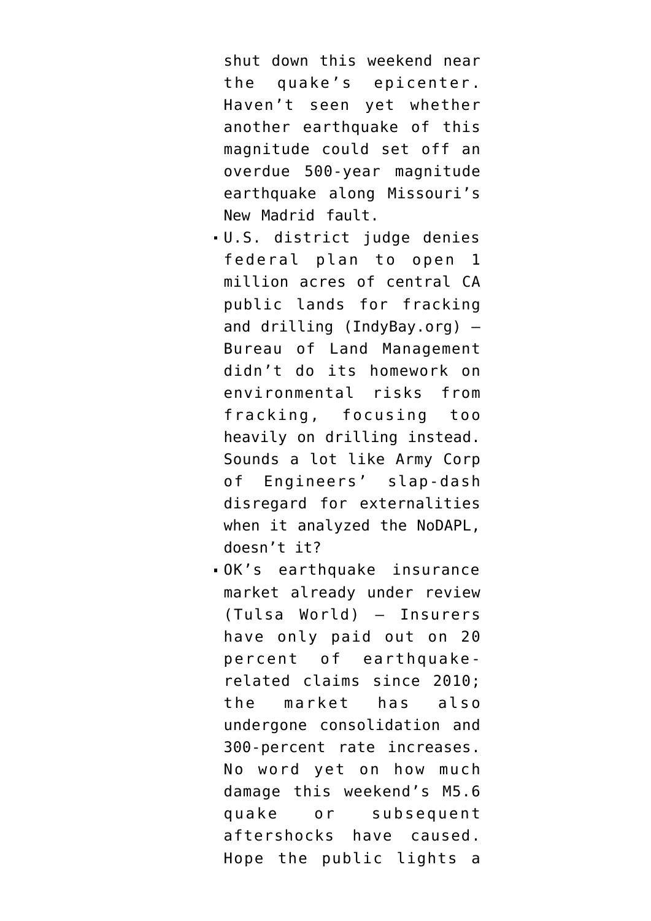shut down this weekend near the quake's epicenter. Haven't seen yet whether another earthquake of this magnitude could set off an overdue 500-year magnitude earthquake along Missouri's New Madrid fault.

- U.S. district judge denies federal plan to open 1 million acres of central CA public lands for fracking and drilling (IndyBay.org) — Bureau of Land Management didn't do its homework on environmental risks from fracking, focusing too heavily on drilling instead. Sounds a lot like Army Corp of Engineers' slap-dash disregard for externalities when it analyzed the NoDAPL, doesn't it?
- OK's earthquake insurance market already under review (Tulsa World) — Insurers have only paid out on 20 percent of earthquake-related claims since 2010; the market has also undergone consolidation and 300-percent rate increases. No word yet on how much damage this weekend's M5.6 quake or subsequent aftershocks have caused. Hope the public lights a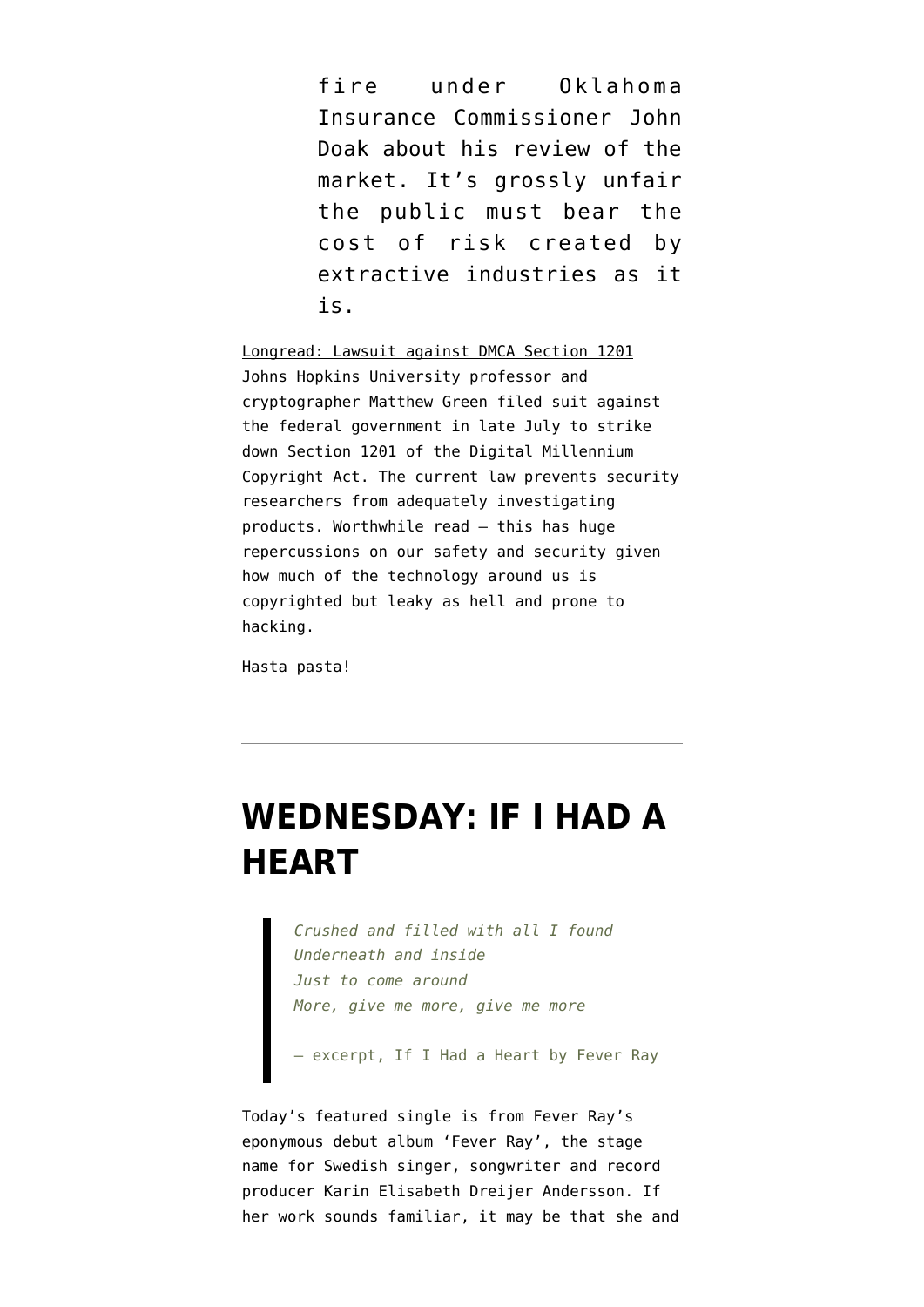> fire under Oklahoma Insurance Commissioner John Doak about his review of the market. It's grossly unfair the public must bear the cost of risk created by extractive industries as it is.

Longread: Lawsuit against DMCA Section 1201
Johns Hopkins University professor and cryptographer Matthew Green filed suit against the federal government in late July to strike down Section 1201 of the Digital Millennium Copyright Act. The current law prevents security researchers from adequately investigating products. Worthwhile read — this has huge repercussions on our safety and security given how much of the technology around us is copyrighted but leaky as hell and prone to hacking.

Hasta pasta!

---

# WEDNESDAY: IF I HAD A HEART

> *Crushed and filled with all I found*
> *Underneath and inside*
> *Just to come around*
> *More, give me more, give me more*
>
> — excerpt, If I Had a Heart by Fever Ray

Today's featured single is from Fever Ray's eponymous debut album 'Fever Ray', the stage name for Swedish singer, songwriter and record producer Karin Elisabeth Dreijer Andersson. If her work sounds familiar, it may be that she and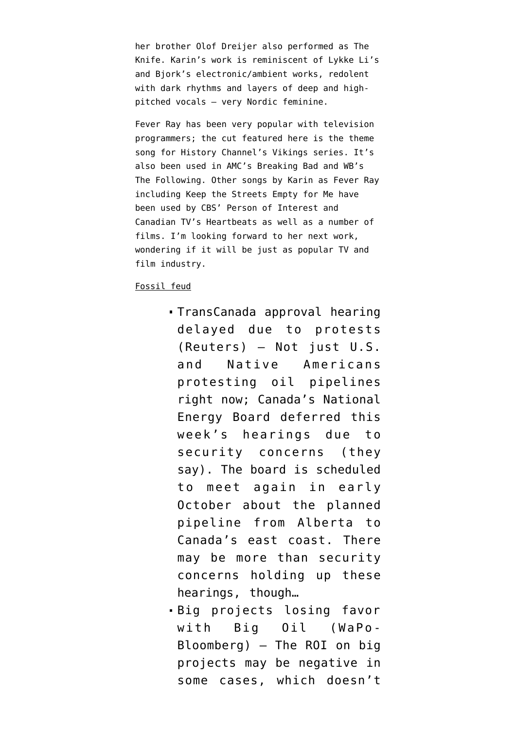her brother Olof Dreijer also performed as The Knife. Karin's work is reminiscent of Lykke Li's and Bjork's electronic/ambient works, redolent with dark rhythms and layers of deep and high-pitched vocals — very Nordic feminine.

Fever Ray has been very popular with television programmers; the cut featured here is the theme song for History Channel's Vikings series. It's also been used in AMC's Breaking Bad and WB's The Following. Other songs by Karin as Fever Ray including Keep the Streets Empty for Me have been used by CBS' Person of Interest and Canadian TV's Heartbeats as well as a number of films. I'm looking forward to her next work, wondering if it will be just as popular TV and film industry.

Fossil feud

- TransCanada approval hearing delayed due to protests (Reuters) — Not just U.S. and Native Americans protesting oil pipelines right now; Canada's National Energy Board deferred this week's hearings due to security concerns (they say). The board is scheduled to meet again in early October about the planned pipeline from Alberta to Canada's east coast. There may be more than security concerns holding up these hearings, though…
- Big projects losing favor with Big Oil (WaPo-Bloomberg) — The ROI on big projects may be negative in some cases, which doesn't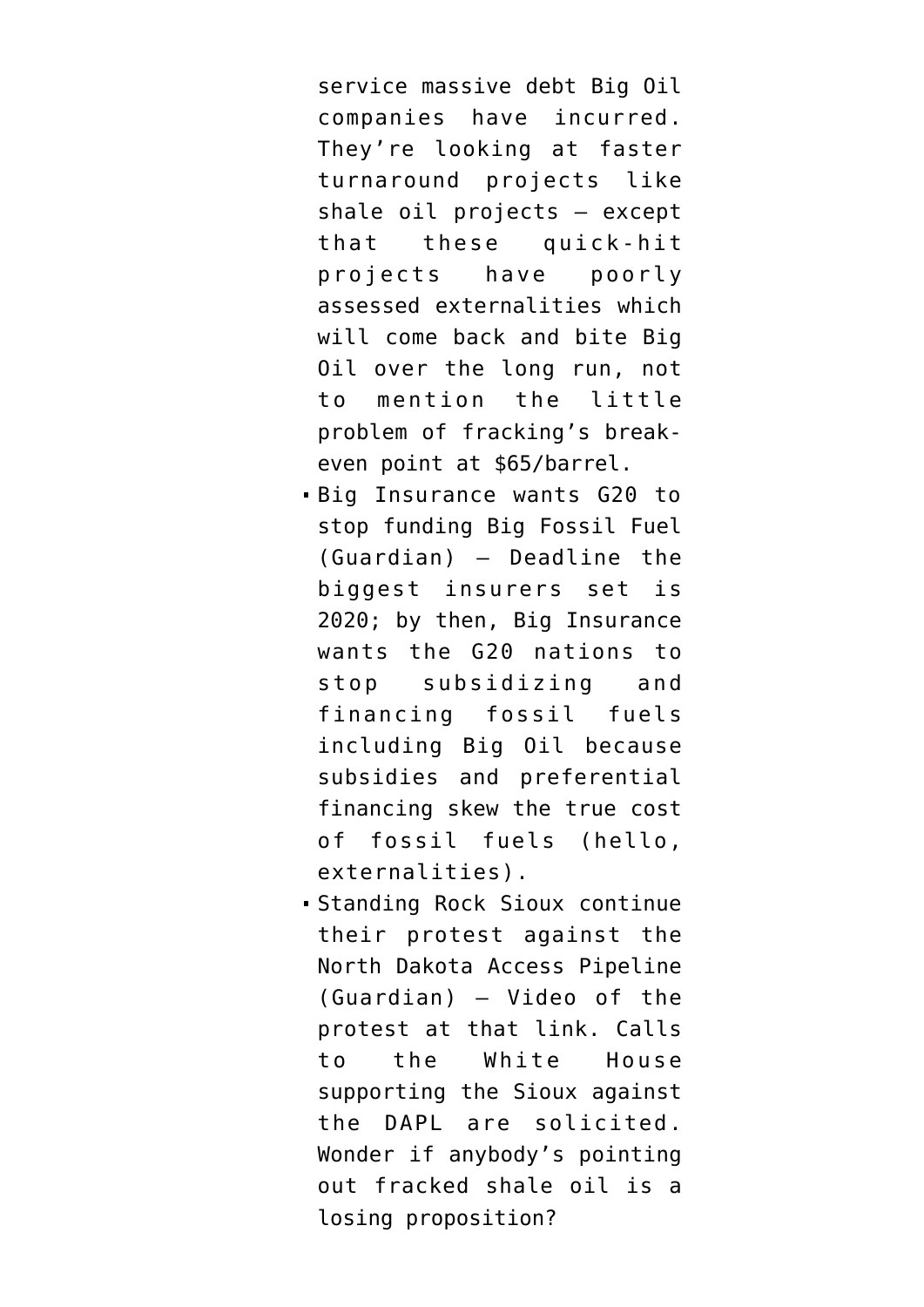service massive debt Big Oil companies have incurred. They're looking at faster turnaround projects like shale oil projects — except that these quick-hit projects have poorly assessed externalities which will come back and bite Big Oil over the long run, not to mention the little problem of fracking's break-even point at $65/barrel.

- Big Insurance wants G20 to stop funding Big Fossil Fuel (Guardian) — Deadline the biggest insurers set is 2020; by then, Big Insurance wants the G20 nations to stop subsidizing and financing fossil fuels including Big Oil because subsidies and preferential financing skew the true cost of fossil fuels (hello, externalities).
- Standing Rock Sioux continue their protest against the North Dakota Access Pipeline (Guardian) — Video of the protest at that link. Calls to the White House supporting the Sioux against the DAPL are solicited. Wonder if anybody's pointing out fracked shale oil is a losing proposition?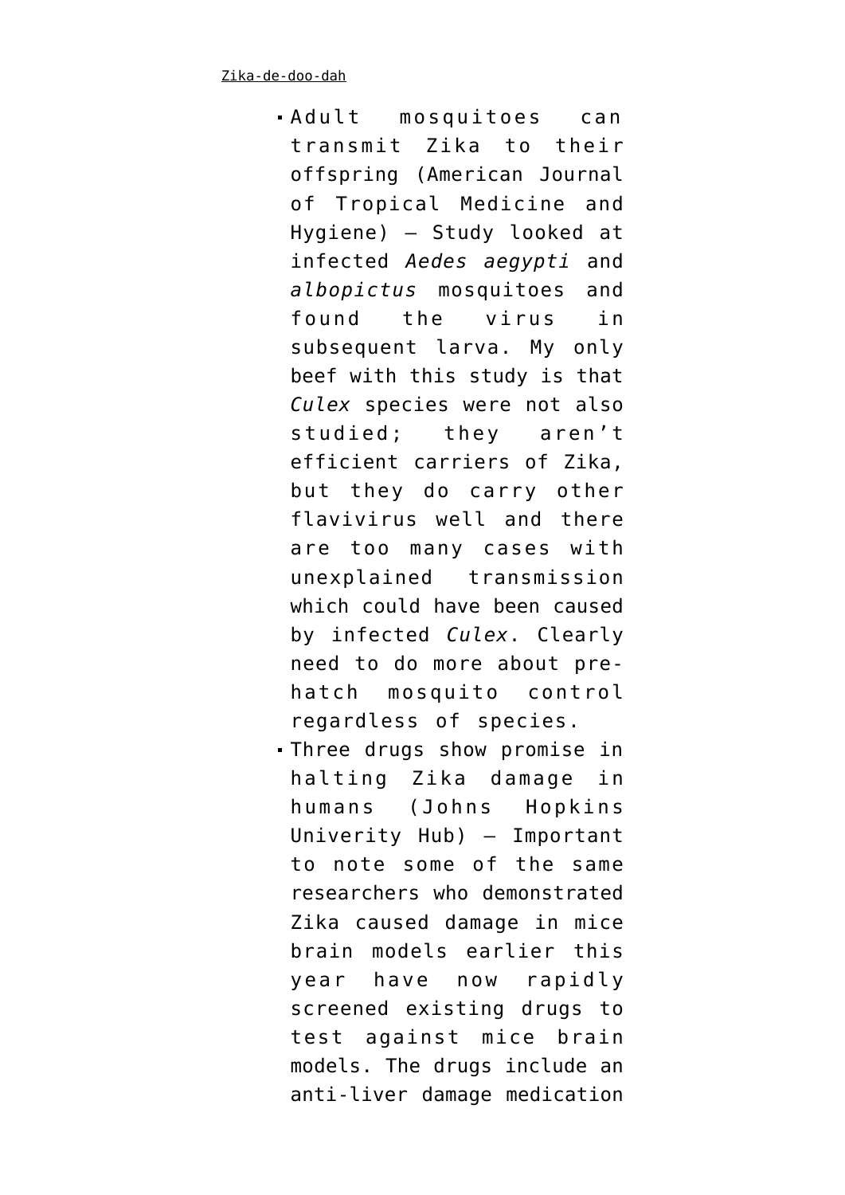- Adult mosquitoes can transmit Zika to their offspring (American Journal of Tropical Medicine and Hygiene) — Study looked at infected *Aedes aegypti* and *albopictus* mosquitoes and found the virus in subsequent larva. My only beef with this study is that *Culex* species were not also studied; they aren't efficient carriers of Zika, but they do carry other flavivirus well and there are too many cases with unexplained transmission which could have been caused by infected *Culex*. Clearly need to do more about pre-hatch mosquito control regardless of species.
- Three drugs show promise in halting Zika damage in humans (Johns Hopkins Univerity Hub) — Important to note some of the same researchers who demonstrated Zika caused damage in mice brain models earlier this year have now rapidly screened existing drugs to test against mice brain models. The drugs include an anti-liver damage medication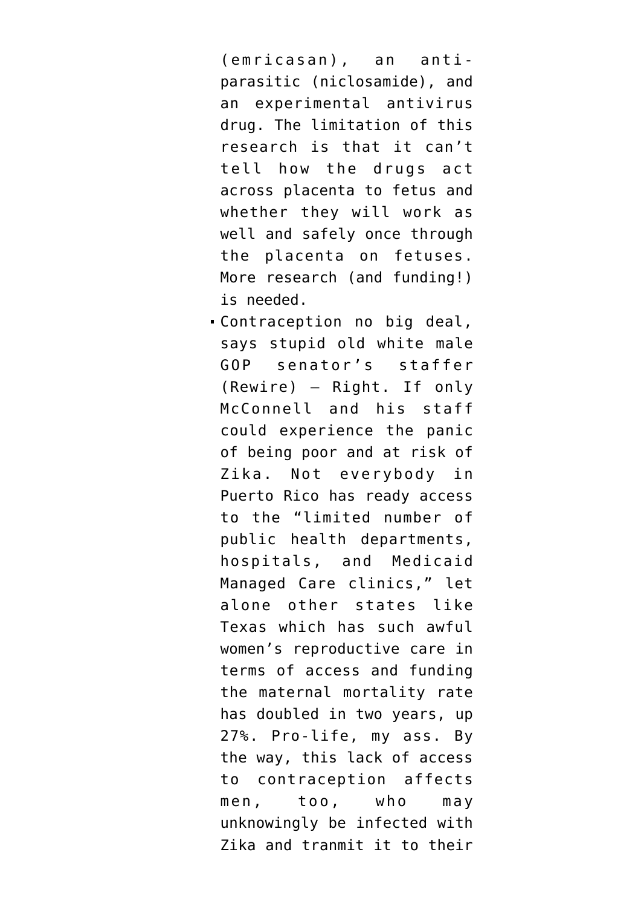(emricasan), an anti-parasitic (niclosamide), and an experimental antivirus drug. The limitation of this research is that it can't tell how the drugs act across placenta to fetus and whether they will work as well and safely once through the placenta on fetuses. More research (and funding!) is needed.

- Contraception no big deal, says stupid old white male GOP senator's staffer (Rewire) — Right. If only McConnell and his staff could experience the panic of being poor and at risk of Zika. Not everybody in Puerto Rico has ready access to the "limited number of public health departments, hospitals, and Medicaid Managed Care clinics," let alone other states like Texas which has such awful women's reproductive care in terms of access and funding the maternal mortality rate has doubled in two years, up 27%. Pro-life, my ass. By the way, this lack of access to contraception affects men, too, who may unknowingly be infected with Zika and tranmit it to their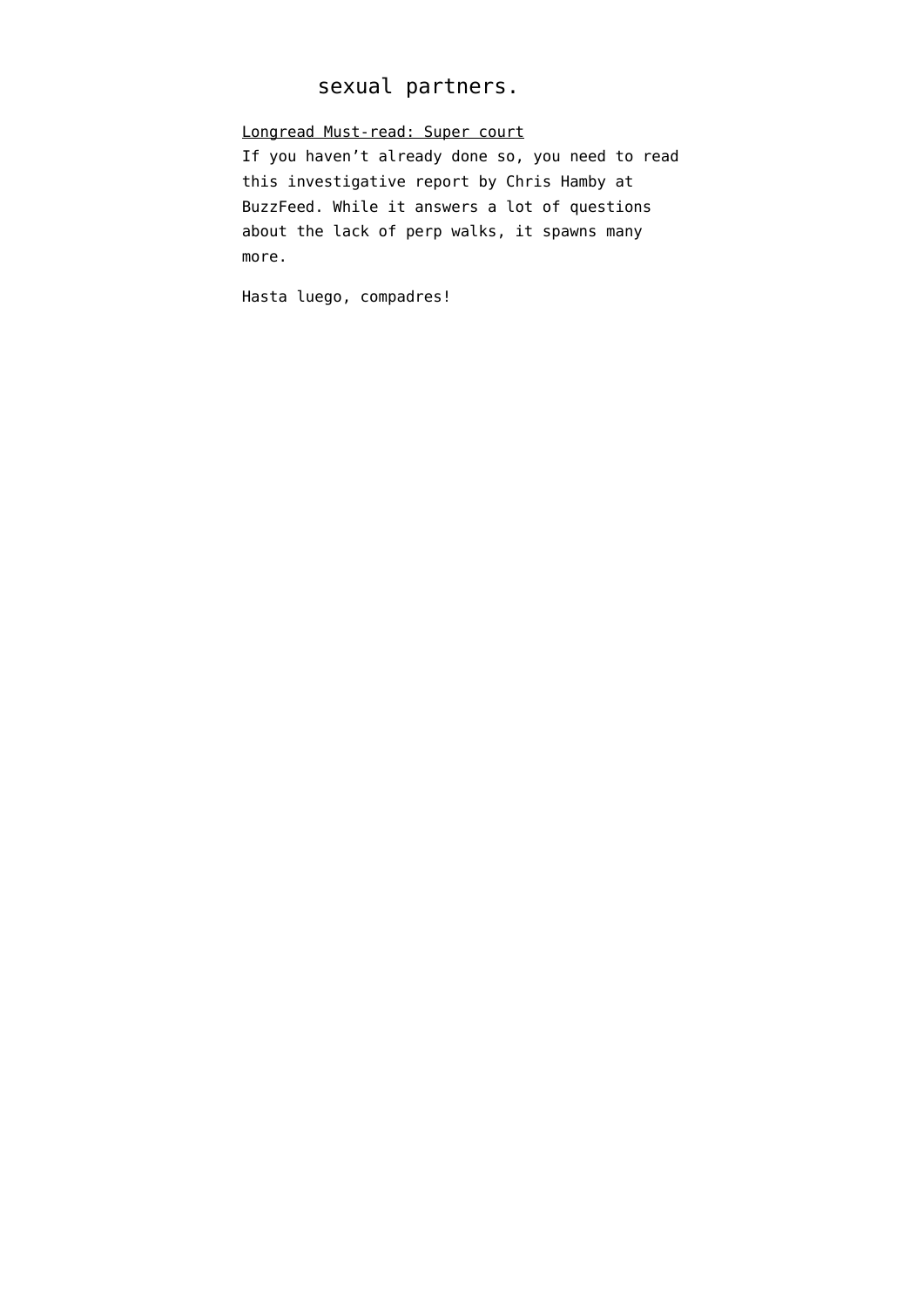sexual partners.

Longread Must-read: Super court

If you haven’t already done so, you need to read this investigative report by Chris Hamby at BuzzFeed. While it answers a lot of questions about the lack of perp walks, it spawns many more.

Hasta luego, compadres!